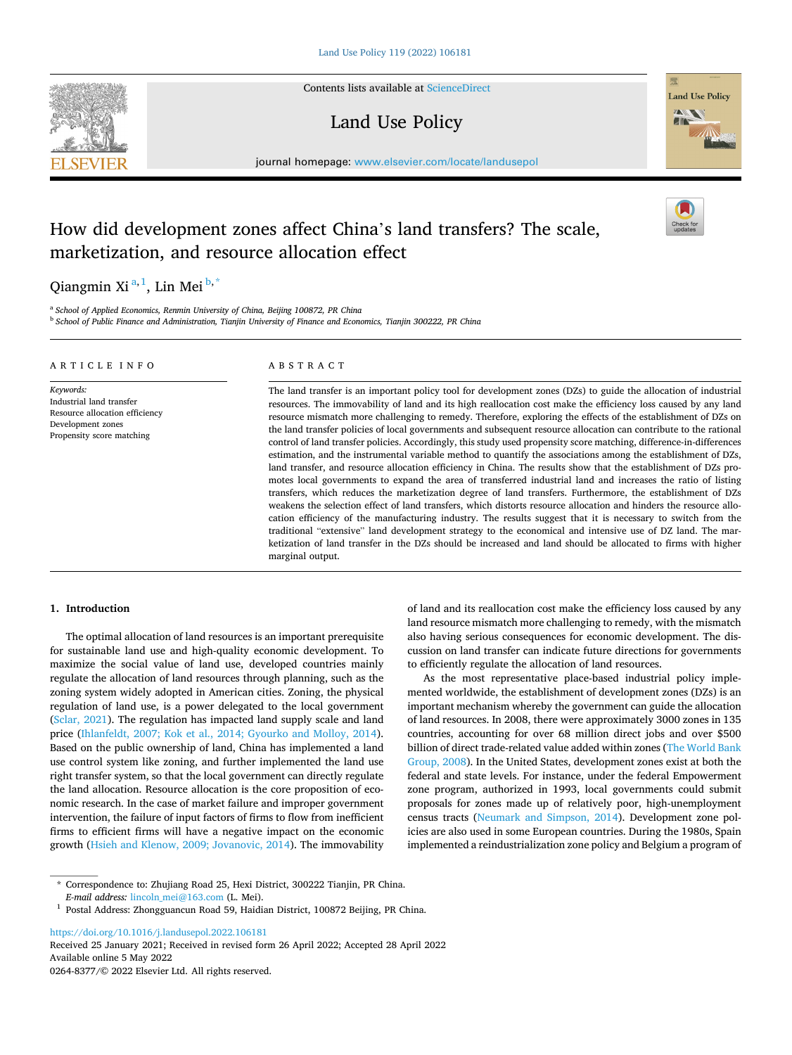# How did development zones affect China's land transfers? The scale, marketization, and resource allocation effect

Qiangmin Xi [a,1], Lin Mei [b,*]

[a] School of Applied Economics, Renmin University of China, Beijing 100872, PR China

[b] School of Public Finance and Administration, Tianjin University of Finance and Economics, Tianjin 300222, PR China

## ARTICLE INFO

*Keywords:*
Industrial land transfer
Resource allocation efficiency
Development zones
Propensity score matching

## ABSTRACT

The land transfer is an important policy tool for development zones (DZs) to guide the allocation of industrial resources. The immovability of land and its high reallocation cost make the efficiency loss caused by any land resource mismatch more challenging to remedy. Therefore, exploring the effects of the establishment of DZs on the land transfer policies of local governments and subsequent resource allocation can contribute to the rational control of land transfer policies. Accordingly, this study used propensity score matching, difference-in-differences estimation, and the instrumental variable method to quantify the associations among the establishment of DZs, land transfer, and resource allocation efficiency in China. The results show that the establishment of DZs promotes local governments to expand the area of transferred industrial land and increases the ratio of listing transfers, which reduces the marketization degree of land transfers. Furthermore, the establishment of DZs weakens the selection effect of land transfers, which distorts resource allocation and hinders the resource allocation efficiency of the manufacturing industry. The results suggest that it is necessary to switch from the traditional "extensive" land development strategy to the economical and intensive use of DZ land. The marketization of land transfer in the DZs should be increased and land should be allocated to firms with higher marginal output.

## 1. Introduction

The optimal allocation of land resources is an important prerequisite for sustainable land use and high-quality economic development. To maximize the social value of land use, developed countries mainly regulate the allocation of land resources through planning, such as the zoning system widely adopted in American cities. Zoning, the physical regulation of land use, is a power delegated to the local government (Sclar, 2021). The regulation has impacted land supply scale and land price (Ihlanfeldt, 2007; Kok et al., 2014; Gyourko and Molloy, 2014). Based on the public ownership of land, China has implemented a land use control system like zoning, and further implemented the land use right transfer system, so that the local government can directly regulate the land allocation. Resource allocation is the core proposition of economic research. In the case of market failure and improper government intervention, the failure of input factors of firms to flow from inefficient firms to efficient firms will have a negative impact on the economic growth (Hsieh and Klenow, 2009; Jovanovic, 2014). The immovability of land and its reallocation cost make the efficiency loss caused by any land resource mismatch more challenging to remedy, with the mismatch also having serious consequences for economic development. The discussion on land transfer can indicate future directions for governments to efficiently regulate the allocation of land resources.

As the most representative place-based industrial policy implemented worldwide, the establishment of development zones (DZs) is an important mechanism whereby the government can guide the allocation of land resources. In 2008, there were approximately 3000 zones in 135 countries, accounting for over 68 million direct jobs and over $500 billion of direct trade-related value added within zones (The World Bank Group, 2008). In the United States, development zones exist at both the federal and state levels. For instance, under the federal Empowerment zone program, authorized in 1993, local governments could submit proposals for zones made up of relatively poor, high-unemployment census tracts (Neumark and Simpson, 2014). Development zone policies are also used in some European countries. During the 1980s, Spain implemented a reindustrialization zone policy and Belgium a program of

---

\* Correspondence to: Zhujiang Road 25, Hexi District, 300222 Tianjin, PR China.
*E-mail address:* lincoln_mei@163.com (L. Mei).

[1] Postal Address: Zhongguancun Road 59, Haidian District, 100872 Beijing, PR China.

https://doi.org/10.1016/j.landusepol.2022.106181
Received 25 January 2021; Received in revised form 26 April 2022; Accepted 28 April 2022
Available online 5 May 2022
0264-8377/© 2022 Elsevier Ltd. All rights reserved.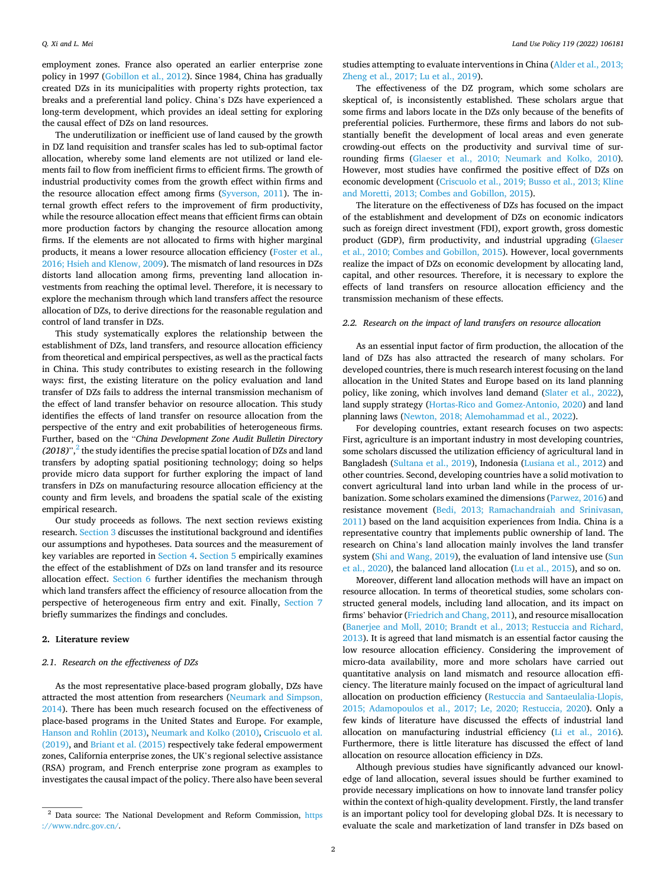employment zones. France also operated an earlier enterprise zone policy in 1997 (Gobillon et al., 2012). Since 1984, China has gradually created DZs in its municipalities with property rights protection, tax breaks and a preferential land policy. China's DZs have experienced a long-term development, which provides an ideal setting for exploring the causal effect of DZs on land resources.

The underutilization or inefficient use of land caused by the growth in DZ land requisition and transfer scales has led to sub-optimal factor allocation, whereby some land elements are not utilized or land elements fail to flow from inefficient firms to efficient firms. The growth of industrial productivity comes from the growth effect within firms and the resource allocation effect among firms (Syverson, 2011). The internal growth effect refers to the improvement of firm productivity, while the resource allocation effect means that efficient firms can obtain more production factors by changing the resource allocation among firms. If the elements are not allocated to firms with higher marginal products, it means a lower resource allocation efficiency (Foster et al., 2016; Hsieh and Klenow, 2009). The mismatch of land resources in DZs distorts land allocation among firms, preventing land allocation investments from reaching the optimal level. Therefore, it is necessary to explore the mechanism through which land transfers affect the resource allocation of DZs, to derive directions for the reasonable regulation and control of land transfer in DZs.

This study systematically explores the relationship between the establishment of DZs, land transfers, and resource allocation efficiency from theoretical and empirical perspectives, as well as the practical facts in China. This study contributes to existing research in the following ways: first, the existing literature on the policy evaluation and land transfer of DZs fails to address the internal transmission mechanism of the effect of land transfer behavior on resource allocation. This study identifies the effects of land transfer on resource allocation from the perspective of the entry and exit probabilities of heterogeneous firms. Further, based on the "*China Development Zone Audit Bulletin Directory (2018)*",[2] the study identifies the precise spatial location of DZs and land transfers by adopting spatial positioning technology; doing so helps provide micro data support for further exploring the impact of land transfers in DZs on manufacturing resource allocation efficiency at the county and firm levels, and broadens the spatial scale of the existing empirical research.

Our study proceeds as follows. The next section reviews existing research. Section 3 discusses the institutional background and identifies our assumptions and hypotheses. Data sources and the measurement of key variables are reported in Section 4. Section 5 empirically examines the effect of the establishment of DZs on land transfer and its resource allocation effect. Section 6 further identifies the mechanism through which land transfers affect the efficiency of resource allocation from the perspective of heterogeneous firm entry and exit. Finally, Section 7 briefly summarizes the findings and concludes.

## 2. Literature review

### 2.1. Research on the effectiveness of DZs

As the most representative place-based program globally, DZs have attracted the most attention from researchers (Neumark and Simpson, 2014). There has been much research focused on the effectiveness of place-based programs in the United States and Europe. For example, Hanson and Rohlin (2013), Neumark and Kolko (2010), Criscuolo et al. (2019), and Briant et al. (2015) respectively take federal empowerment zones, California enterprise zones, the UK's regional selective assistance (RSA) program, and French enterprise zone program as examples to investigates the causal impact of the policy. There also have been several studies attempting to evaluate interventions in China (Alder et al., 2013; Zheng et al., 2017; Lu et al., 2019).

The effectiveness of the DZ program, which some scholars are skeptical of, is inconsistently established. These scholars argue that some firms and labors locate in the DZs only because of the benefits of preferential policies. Furthermore, these firms and labors do not substantially benefit the development of local areas and even generate crowding-out effects on the productivity and survival time of surrounding firms (Glaeser et al., 2010; Neumark and Kolko, 2010). However, most studies have confirmed the positive effect of DZs on economic development (Criscuolo et al., 2019; Busso et al., 2013; Kline and Moretti, 2013; Combes and Gobillon, 2015).

The literature on the effectiveness of DZs has focused on the impact of the establishment and development of DZs on economic indicators such as foreign direct investment (FDI), export growth, gross domestic product (GDP), firm productivity, and industrial upgrading (Glaeser et al., 2010; Combes and Gobillon, 2015). However, local governments realize the impact of DZs on economic development by allocating land, capital, and other resources. Therefore, it is necessary to explore the effects of land transfers on resource allocation efficiency and the transmission mechanism of these effects.

### 2.2. Research on the impact of land transfers on resource allocation

As an essential input factor of firm production, the allocation of the land of DZs has also attracted the research of many scholars. For developed countries, there is much research interest focusing on the land allocation in the United States and Europe based on its land planning policy, like zoning, which involves land demand (Slater et al., 2022), land supply strategy (Hortas-Rico and Gomez-Antonio, 2020) and land planning laws (Newton, 2018; Alemohammad et al., 2022).

For developing countries, extant research focuses on two aspects: First, agriculture is an important industry in most developing countries, some scholars discussed the utilization efficiency of agricultural land in Bangladesh (Sultana et al., 2019), Indonesia (Lusiana et al., 2012) and other countries. Second, developing countries have a solid motivation to convert agricultural land into urban land while in the process of urbanization. Some scholars examined the dimensions (Parwez, 2016) and resistance movement (Bedi, 2013; Ramachandraiah and Srinivasan, 2011) based on the land acquisition experiences from India. China is a representative country that implements public ownership of land. The research on China's land allocation mainly involves the land transfer system (Shi and Wang, 2019), the evaluation of land intensive use (Sun et al., 2020), the balanced land allocation (Lu et al., 2015), and so on.

Moreover, different land allocation methods will have an impact on resource allocation. In terms of theoretical studies, some scholars constructed general models, including land allocation, and its impact on firms' behavior (Friedrich and Chang, 2011), and resource misallocation (Banerjee and Moll, 2010; Brandt et al., 2013; Restuccia and Richard, 2013). It is agreed that land mismatch is an essential factor causing the low resource allocation efficiency. Considering the improvement of micro-data availability, more and more scholars have carried out quantitative analysis on land mismatch and resource allocation efficiency. The literature mainly focused on the impact of agricultural land allocation on production efficiency (Restuccia and Santaeulalia-Llopis, 2015; Adamopoulos et al., 2017; Le, 2020; Restuccia, 2020). Only a few kinds of literature have discussed the effects of industrial land allocation on manufacturing industrial efficiency (Li et al., 2016). Furthermore, there is little literature has discussed the effect of land allocation on resource allocation efficiency in DZs.

Although previous studies have significantly advanced our knowledge of land allocation, several issues should be further examined to provide necessary implications on how to innovate land transfer policy within the context of high-quality development. Firstly, the land transfer is an important policy tool for developing global DZs. It is necessary to evaluate the scale and marketization of land transfer in DZs based on

[2] Data source: The National Development and Reform Commission, https://www.ndrc.gov.cn/.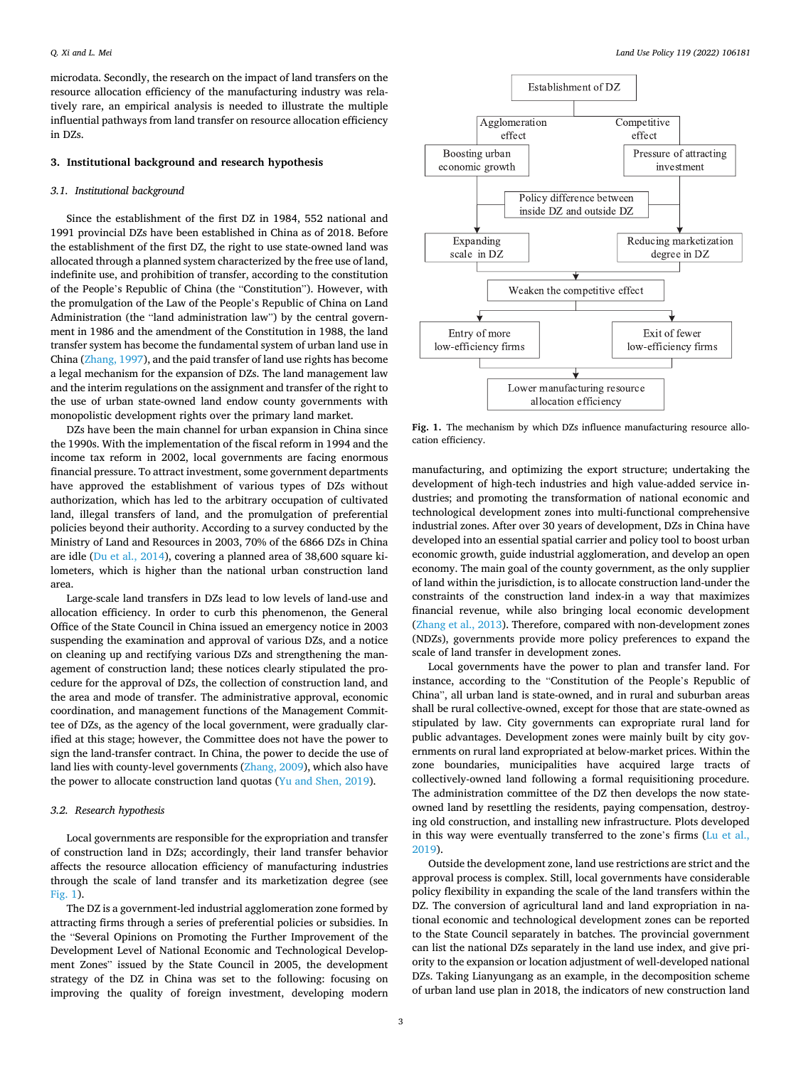microdata. Secondly, the research on the impact of land transfers on the resource allocation efficiency of the manufacturing industry was relatively rare, an empirical analysis is needed to illustrate the multiple influential pathways from land transfer on resource allocation efficiency in DZs.

## 3. Institutional background and research hypothesis

### 3.1. Institutional background

Since the establishment of the first DZ in 1984, 552 national and 1991 provincial DZs have been established in China as of 2018. Before the establishment of the first DZ, the right to use state-owned land was allocated through a planned system characterized by the free use of land, indefinite use, and prohibition of transfer, according to the constitution of the People's Republic of China (the "Constitution"). However, with the promulgation of the Law of the People's Republic of China on Land Administration (the "land administration law") by the central government in 1986 and the amendment of the Constitution in 1988, the land transfer system has become the fundamental system of urban land use in China (Zhang, 1997), and the paid transfer of land use rights has become a legal mechanism for the expansion of DZs. The land management law and the interim regulations on the assignment and transfer of the right to the use of urban state-owned land endow county governments with monopolistic development rights over the primary land market.

DZs have been the main channel for urban expansion in China since the 1990s. With the implementation of the fiscal reform in 1994 and the income tax reform in 2002, local governments are facing enormous financial pressure. To attract investment, some government departments have approved the establishment of various types of DZs without authorization, which has led to the arbitrary occupation of cultivated land, illegal transfers of land, and the promulgation of preferential policies beyond their authority. According to a survey conducted by the Ministry of Land and Resources in 2003, 70% of the 6866 DZs in China are idle (Du et al., 2014), covering a planned area of 38,600 square kilometers, which is higher than the national urban construction land area.

Large-scale land transfers in DZs lead to low levels of land-use and allocation efficiency. In order to curb this phenomenon, the General Office of the State Council in China issued an emergency notice in 2003 suspending the examination and approval of various DZs, and a notice on cleaning up and rectifying various DZs and strengthening the management of construction land; these notices clearly stipulated the procedure for the approval of DZs, the collection of construction land, and the area and mode of transfer. The administrative approval, economic coordination, and management functions of the Management Committee of DZs, as the agency of the local government, were gradually clarified at this stage; however, the Committee does not have the power to sign the land-transfer contract. In China, the power to decide the use of land lies with county-level governments (Zhang, 2009), which also have the power to allocate construction land quotas (Yu and Shen, 2019).

### 3.2. Research hypothesis

Local governments are responsible for the expropriation and transfer of construction land in DZs; accordingly, their land transfer behavior affects the resource allocation efficiency of manufacturing industries through the scale of land transfer and its marketization degree (see Fig. 1).

Establishment of DZ → Agglomeration effect → Boosting urban economic growth → Expanding scale in DZ; Establishment of DZ → Competitive effect → Pressure of attracting investment → Reducing marketization degree in DZ; Policy difference between inside DZ and outside DZ; → Weaken the competitive effect → Entry of more low-efficiency firms / Exit of fewer low-efficiency firms → Lower manufacturing resource allocation efficiency

**Fig. 1.** The mechanism by which DZs influence manufacturing resource allocation efficiency.

The DZ is a government-led industrial agglomeration zone formed by attracting firms through a series of preferential policies or subsidies. In the "Several Opinions on Promoting the Further Improvement of the Development Level of National Economic and Technological Development Zones" issued by the State Council in 2005, the development strategy of the DZ in China was set to the following: focusing on improving the quality of foreign investment, developing modern manufacturing, and optimizing the export structure; undertaking the development of high-tech industries and high value-added service industries; and promoting the transformation of national economic and technological development zones into multi-functional comprehensive industrial zones. After over 30 years of development, DZs in China have developed into an essential spatial carrier and policy tool to boost urban economic growth, guide industrial agglomeration, and develop an open economy. The main goal of the county government, as the only supplier of land within the jurisdiction, is to allocate construction land-under the constraints of the construction land index-in a way that maximizes financial revenue, while also bringing local economic development (Zhang et al., 2013). Therefore, compared with non-development zones (NDZs), governments provide more policy preferences to expand the scale of land transfer in development zones.

Local governments have the power to plan and transfer land. For instance, according to the "Constitution of the People's Republic of China", all urban land is state-owned, and in rural and suburban areas shall be rural collective-owned, except for those that are state-owned as stipulated by law. City governments can expropriate rural land for public advantages. Development zones were mainly built by city governments on rural land expropriated at below-market prices. Within the zone boundaries, municipalities have acquired large tracts of collectively-owned land following a formal requisitioning procedure. The administration committee of the DZ then develops the now state-owned land by resettling the residents, paying compensation, destroying old construction, and installing new infrastructure. Plots developed in this way were eventually transferred to the zone's firms (Lu et al., 2019).

Outside the development zone, land use restrictions are strict and the approval process is complex. Still, local governments have considerable policy flexibility in expanding the scale of the land transfers within the DZ. The conversion of agricultural land and land expropriation in national economic and technological development zones can be reported to the State Council separately in batches. The provincial government can list the national DZs separately in the land use index, and give priority to the expansion or location adjustment of well-developed national DZs. Taking Lianyungang as an example, in the decomposition scheme of urban land use plan in 2018, the indicators of new construction land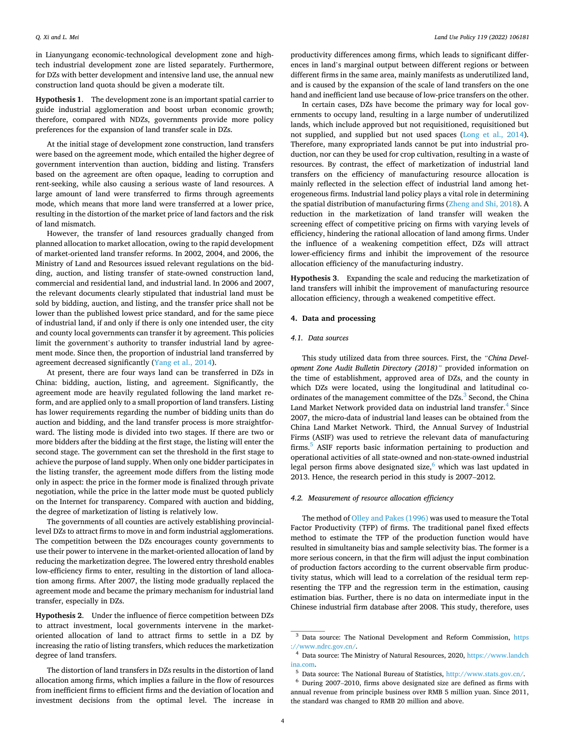in Lianyungang economic-technological development zone and high-tech industrial development zone are listed separately. Furthermore, for DZs with better development and intensive land use, the annual new construction land quota should be given a moderate tilt.

**Hypothesis 1**. The development zone is an important spatial carrier to guide industrial agglomeration and boost urban economic growth; therefore, compared with NDZs, governments provide more policy preferences for the expansion of land transfer scale in DZs.

At the initial stage of development zone construction, land transfers were based on the agreement mode, which entailed the higher degree of government intervention than auction, bidding and listing. Transfers based on the agreement are often opaque, leading to corruption and rent-seeking, while also causing a serious waste of land resources. A large amount of land were transferred to firms through agreements mode, which means that more land were transferred at a lower price, resulting in the distortion of the market price of land factors and the risk of land mismatch.

However, the transfer of land resources gradually changed from planned allocation to market allocation, owing to the rapid development of market-oriented land transfer reforms. In 2002, 2004, and 2006, the Ministry of Land and Resources issued relevant regulations on the bidding, auction, and listing transfer of state-owned construction land, commercial and residential land, and industrial land. In 2006 and 2007, the relevant documents clearly stipulated that industrial land must be sold by bidding, auction, and listing, and the transfer price shall not be lower than the published lowest price standard, and for the same piece of industrial land, if and only if there is only one intended user, the city and county local governments can transfer it by agreement. This policies limit the government's authority to transfer industrial land by agreement mode. Since then, the proportion of industrial land transferred by agreement decreased significantly (Yang et al., 2014).

At present, there are four ways land can be transferred in DZs in China: bidding, auction, listing, and agreement. Significantly, the agreement mode are heavily regulated following the land market reform, and are applied only to a small proportion of land transfers. Listing has lower requirements regarding the number of bidding units than do auction and bidding, and the land transfer process is more straightforward. The listing mode is divided into two stages. If there are two or more bidders after the bidding at the first stage, the listing will enter the second stage. The government can set the threshold in the first stage to achieve the purpose of land supply. When only one bidder participates in the listing transfer, the agreement mode differs from the listing mode only in aspect: the price in the former mode is finalized through private negotiation, while the price in the latter mode must be quoted publicly on the Internet for transparency. Compared with auction and bidding, the degree of marketization of listing is relatively low.

The governments of all counties are actively establishing provincial-level DZs to attract firms to move in and form industrial agglomerations. The competition between the DZs encourages county governments to use their power to intervene in the market-oriented allocation of land by reducing the marketization degree. The lowered entry threshold enables low-efficiency firms to enter, resulting in the distortion of land allocation among firms. After 2007, the listing mode gradually replaced the agreement mode and became the primary mechanism for industrial land transfer, especially in DZs.

**Hypothesis 2**. Under the influence of fierce competition between DZs to attract investment, local governments intervene in the market-oriented allocation of land to attract firms to settle in a DZ by increasing the ratio of listing transfers, which reduces the marketization degree of land transfers.

The distortion of land transfers in DZs results in the distortion of land allocation among firms, which implies a failure in the flow of resources from inefficient firms to efficient firms and the deviation of location and investment decisions from the optimal level. The increase in productivity differences among firms, which leads to significant differences in land's marginal output between different regions or between different firms in the same area, mainly manifests as underutilized land, and is caused by the expansion of the scale of land transfers on the one hand and inefficient land use because of low-price transfers on the other.

In certain cases, DZs have become the primary way for local governments to occupy land, resulting in a large number of underutilized lands, which include approved but not requisitioned, requisitioned but not supplied, and supplied but not used spaces (Long et al., 2014). Therefore, many expropriated lands cannot be put into industrial production, nor can they be used for crop cultivation, resulting in a waste of resources. By contrast, the effect of marketization of industrial land transfers on the efficiency of manufacturing resource allocation is mainly reflected in the selection effect of industrial land among heterogeneous firms. Industrial land policy plays a vital role in determining the spatial distribution of manufacturing firms (Zheng and Shi, 2018). A reduction in the marketization of land transfer will weaken the screening effect of competitive pricing on firms with varying levels of efficiency, hindering the rational allocation of land among firms. Under the influence of a weakening competition effect, DZs will attract lower-efficiency firms and inhibit the improvement of the resource allocation efficiency of the manufacturing industry.

**Hypothesis 3**. Expanding the scale and reducing the marketization of land transfers will inhibit the improvement of manufacturing resource allocation efficiency, through a weakened competitive effect.

## 4. Data and processing

### 4.1. Data sources

This study utilized data from three sources. First, the *"China Development Zone Audit Bulletin Directory (2018)"* provided information on the time of establishment, approved area of DZs, and the county in which DZs were located, using the longitudinal and latitudinal coordinates of the management committee of the DZs.[3] Second, the China Land Market Network provided data on industrial land transfer.[4] Since 2007, the micro-data of industrial land leases can be obtained from the China Land Market Network. Third, the Annual Survey of Industrial Firms (ASIF) was used to retrieve the relevant data of manufacturing firms.[5] ASIF reports basic information pertaining to production and operational activities of all state-owned and non-state-owned industrial legal person firms above designated size,[6] which was last updated in 2013. Hence, the research period in this study is 2007–2012.

### 4.2. Measurement of resource allocation efficiency

The method of Olley and Pakes (1996) was used to measure the Total Factor Productivity (TFP) of firms. The traditional panel fixed effects method to estimate the TFP of the production function would have resulted in simultaneity bias and sample selectivity bias. The former is a more serious concern, in that the firm will adjust the input combination of production factors according to the current observable firm productivity status, which will lead to a correlation of the residual term representing the TFP and the regression term in the estimation, causing estimation bias. Further, there is no data on intermediate input in the Chinese industrial firm database after 2008. This study, therefore, uses

---

[3] Data source: The National Development and Reform Commission, https://www.ndrc.gov.cn/.

[4] Data source: The Ministry of Natural Resources, 2020, https://www.landchina.com.

[5] Data source: The National Bureau of Statistics, http://www.stats.gov.cn/.

[6] During 2007–2010, firms above designated size are defined as firms with annual revenue from principle business over RMB 5 million yuan. Since 2011, the standard was changed to RMB 20 million and above.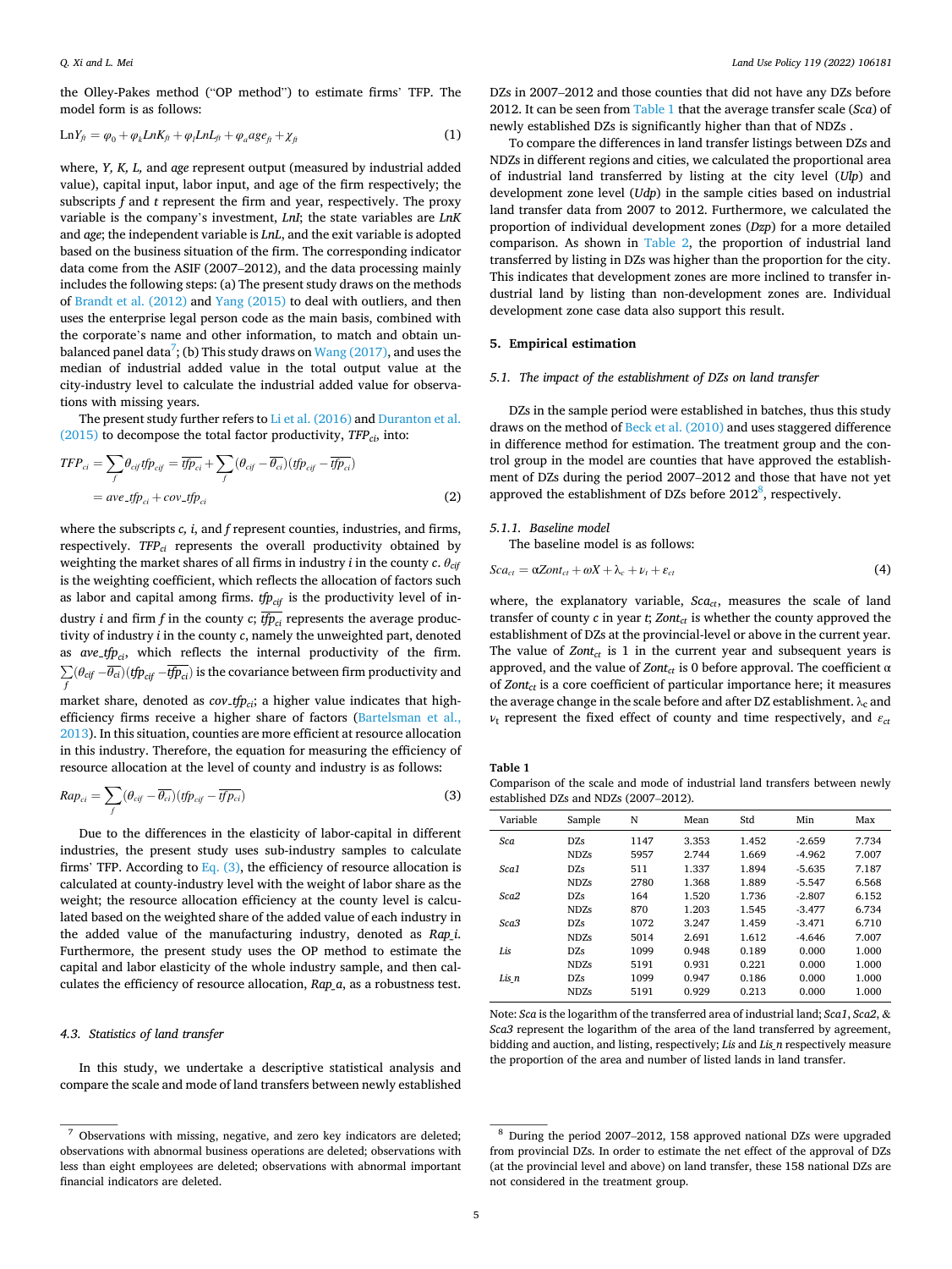the Olley-Pakes method ("OP method") to estimate firms' TFP. The model form is as follows:

$$\text{Ln}Y_{ft} = \varphi_0 + \varphi_k LnK_{ft} + \varphi_l LnL_{ft} + \varphi_a age_{ft} + \chi_{ft} \tag{1}$$

where, *Y, K, L,* and *age* represent output (measured by industrial added value), capital input, labor input, and age of the firm respectively; the subscripts *f* and *t* represent the firm and year, respectively. The proxy variable is the company's investment, *LnI*; the state variables are *LnK* and *age*; the independent variable is *LnL*, and the exit variable is adopted based on the business situation of the firm. The corresponding indicator data come from the ASIF (2007–2012), and the data processing mainly includes the following steps: (a) The present study draws on the methods of Brandt et al. (2012) and Yang (2015) to deal with outliers, and then uses the enterprise legal person code as the main basis, combined with the corporate's name and other information, to match and obtain unbalanced panel data[7]; (b) This study draws on Wang (2017), and uses the median of industrial added value in the total output value at the city-industry level to calculate the industrial added value for observations with missing years.

The present study further refers to Li et al. (2016) and Duranton et al. (2015) to decompose the total factor productivity, $TFP_{ci}$, into:

$$TFP_{ci} = \sum_f \theta_{cif} tfp_{cif} = \overline{tfp_{ci}} + \sum_f (\theta_{cif} - \overline{\theta_{ci}})(tfp_{cif} - \overline{tfp_{ci}}) = ave\_tfp_{ci} + cov\_tfp_{ci} \tag{2}$$

where the subscripts *c, i,* and *f* represent counties, industries, and firms, respectively. $TFP_{ci}$ represents the overall productivity obtained by weighting the market shares of all firms in industry *i* in the county *c*. $\theta_{cif}$ is the weighting coefficient, which reflects the allocation of factors such as labor and capital among firms. $tfp_{cif}$ is the productivity level of industry *i* and firm *f* in the county *c*; $\overline{tfp_{ci}}$ represents the average productivity of industry *i* in the county *c*, namely the unweighted part, denoted as $ave\_tfp_{ci}$, which reflects the internal productivity of the firm. $\sum_f (\theta_{cif} - \overline{\theta_{ci}})(tfp_{cif} - \overline{tfp_{ci}})$ is the covariance between firm productivity and market share, denoted as $cov\_tfp_{ci}$; a higher value indicates that high-efficiency firms receive a higher share of factors (Bartelsman et al., 2013). In this situation, counties are more efficient at resource allocation in this industry. Therefore, the equation for measuring the efficiency of resource allocation at the level of county and industry is as follows:

$$Rap_{ci} = \sum_f (\theta_{cif} - \overline{\theta_{ci}})(tfp_{cif} - \overline{tfp_{ci}}) \tag{3}$$

Due to the differences in the elasticity of labor-capital in different industries, the present study uses sub-industry samples to calculate firms' TFP. According to Eq. (3), the efficiency of resource allocation is calculated at county-industry level with the weight of labor share as the weight; the resource allocation efficiency at the county level is calculated based on the weighted share of the added value of each industry in the added value of the manufacturing industry, denoted as *Rap_i*. Furthermore, the present study uses the OP method to estimate the capital and labor elasticity of the whole industry sample, and then calculates the efficiency of resource allocation, *Rap_a*, as a robustness test.

### 4.3. Statistics of land transfer

In this study, we undertake a descriptive statistical analysis and compare the scale and mode of land transfers between newly established DZs in 2007–2012 and those counties that did not have any DZs before 2012. It can be seen from Table 1 that the average transfer scale (*Sca*) of newly established DZs is significantly higher than that of NDZs .

To compare the differences in land transfer listings between DZs and NDZs in different regions and cities, we calculated the proportional area of industrial land transferred by listing at the city level (*Ulp*) and development zone level (*Udp*) in the sample cities based on industrial land transfer data from 2007 to 2012. Furthermore, we calculated the proportion of individual development zones (*Dzp*) for a more detailed comparison. As shown in Table 2, the proportion of industrial land transferred by listing in DZs was higher than the proportion for the city. This indicates that development zones are more inclined to transfer industrial land by listing than non-development zones are. Individual development zone case data also support this result.

## 5. Empirical estimation

### 5.1. The impact of the establishment of DZs on land transfer

DZs in the sample period were established in batches, thus this study draws on the method of Beck et al. (2010) and uses staggered difference in difference method for estimation. The treatment group and the control group in the model are counties that have approved the establishment of DZs during the period 2007–2012 and those that have not yet approved the establishment of DZs before 2012[8], respectively.

#### 5.1.1. Baseline model

The baseline model is as follows:

$$Sca_{ct} = \alpha Zont_{ct} + \omega X + \lambda_c + \nu_t + \varepsilon_{ct} \tag{4}$$

where, the explanatory variable, $Sca_{ct}$, measures the scale of land transfer of county *c* in year *t*; $Zont_{ct}$ is whether the county approved the establishment of DZs at the provincial-level or above in the current year. The value of $Zont_{ct}$ is 1 in the current year and subsequent years is approved, and the value of $Zont_{ct}$ is 0 before approval. The coefficient α of $Zont_{ct}$ is a core coefficient of particular importance here; it measures the average change in the scale before and after DZ establishment. $\lambda_c$ and $\nu_t$ represent the fixed effect of county and time respectively, and $\varepsilon_{ct}$

**Table 1**
Comparison of the scale and mode of industrial land transfers between newly established DZs and NDZs (2007–2012).

| Variable | Sample | N | Mean | Std | Min | Max |
|---|---|---|---|---|---|---|
| *Sca* | DZs | 1147 | 3.353 | 1.452 | -2.659 | 7.734 |
| | NDZs | 5957 | 2.744 | 1.669 | -4.962 | 7.007 |
| *Sca1* | DZs | 511 | 1.337 | 1.894 | -5.635 | 7.187 |
| | NDZs | 2780 | 1.368 | 1.889 | -5.547 | 6.568 |
| *Sca2* | DZs | 164 | 1.520 | 1.736 | -2.807 | 6.152 |
| | NDZs | 870 | 1.203 | 1.545 | -3.477 | 6.734 |
| *Sca3* | DZs | 1072 | 3.247 | 1.459 | -3.471 | 6.710 |
| | NDZs | 5014 | 2.691 | 1.612 | -4.646 | 7.007 |
| *Lis* | DZs | 1099 | 0.948 | 0.189 | 0.000 | 1.000 |
| | NDZs | 5191 | 0.931 | 0.221 | 0.000 | 1.000 |
| *Lis_n* | DZs | 1099 | 0.947 | 0.186 | 0.000 | 1.000 |
| | NDZs | 5191 | 0.929 | 0.213 | 0.000 | 1.000 |

Note: *Sca* is the logarithm of the transferred area of industrial land; *Sca1*, *Sca2*, & *Sca3* represent the logarithm of the area of the land transferred by agreement, bidding and auction, and listing, respectively; *Lis* and *Lis_n* respectively measure the proportion of the area and number of listed lands in land transfer.

[7] Observations with missing, negative, and zero key indicators are deleted; observations with abnormal business operations are deleted; observations with less than eight employees are deleted; observations with abnormal important financial indicators are deleted.

[8] During the period 2007–2012, 158 approved national DZs were upgraded from provincial DZs. In order to estimate the net effect of the approval of DZs (at the provincial level and above) on land transfer, these 158 national DZs are not considered in the treatment group.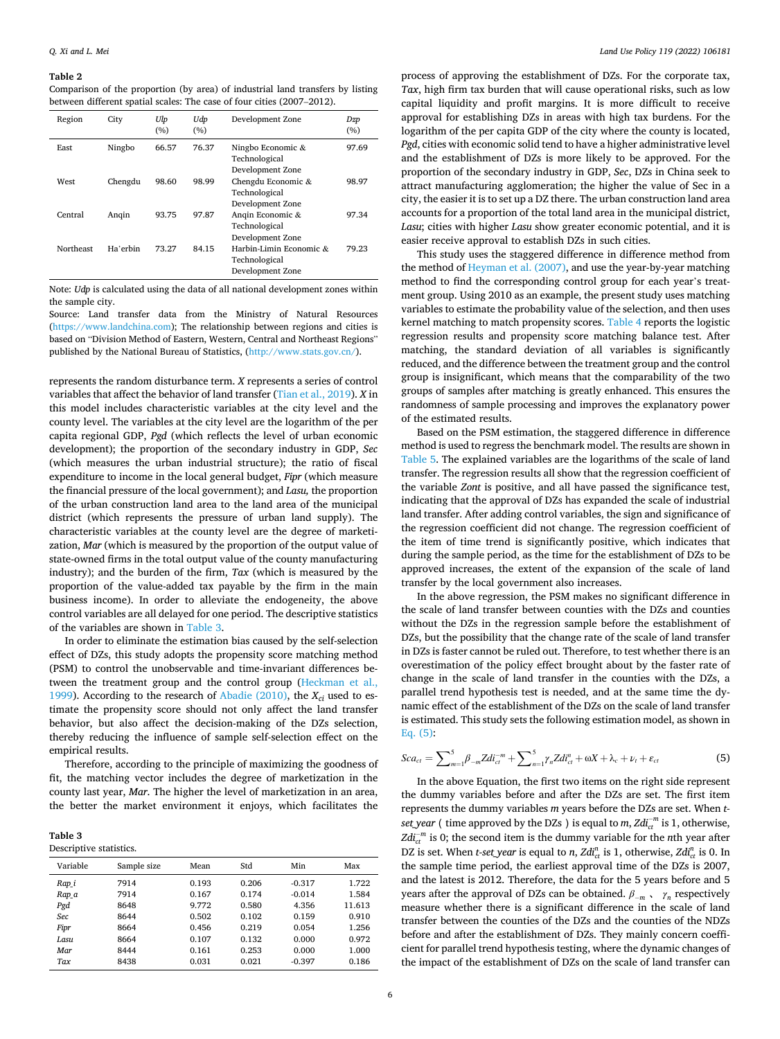**Table 2**
Comparison of the proportion (by area) of industrial land transfers by listing between different spatial scales: The case of four cities (2007–2012).

| Region | City | *Ulp* (%) | *Udp* (%) | Development Zone | *Dzp* (%) |
|---|---|---|---|---|---|
| East | Ningbo | 66.57 | 76.37 | Ningbo Economic & Technological Development Zone | 97.69 |
| West | Chengdu | 98.60 | 98.99 | Chengdu Economic & Technological Development Zone | 98.97 |
| Central | Anqin | 93.75 | 97.87 | Anqin Economic & Technological Development Zone | 97.34 |
| Northeast | Ha'erbin | 73.27 | 84.15 | Harbin-Limin Economic & Technological Development Zone | 79.23 |

Note: *Udp* is calculated using the data of all national development zones within the sample city.
Source: Land transfer data from the Ministry of Natural Resources (https://www.landchina.com); The relationship between regions and cities is based on "Division Method of Eastern, Western, Central and Northeast Regions" published by the National Bureau of Statistics, (http://www.stats.gov.cn/).

represents the random disturbance term. *X* represents a series of control variables that affect the behavior of land transfer (Tian et al., 2019). *X* in this model includes characteristic variables at the city level and the county level. The variables at the city level are the logarithm of the per capita regional GDP, *Pgd* (which reflects the level of urban economic development); the proportion of the secondary industry in GDP, *Sec* (which measures the urban industrial structure); the ratio of fiscal expenditure to income in the local general budget, *Fipr* (which measure the financial pressure of the local government); and *Lasu,* the proportion of the urban construction land area to the land area of the municipal district (which represents the pressure of urban land supply). The characteristic variables at the county level are the degree of marketization, *Mar* (which is measured by the proportion of the output value of state-owned firms in the total output value of the county manufacturing industry); and the burden of the firm, *Tax* (which is measured by the proportion of the value-added tax payable by the firm in the main business income). In order to alleviate the endogeneity, the above control variables are all delayed for one period. The descriptive statistics of the variables are shown in Table 3.

In order to eliminate the estimation bias caused by the self-selection effect of DZs, this study adopts the propensity score matching method (PSM) to control the unobservable and time-invariant differences between the treatment group and the control group (Heckman et al., 1999). According to the research of Abadie (2010), the $X_{ci}$ used to estimate the propensity score should not only affect the land transfer behavior, but also affect the decision-making of the DZs selection, thereby reducing the influence of sample self-selection effect on the empirical results.

Therefore, according to the principle of maximizing the goodness of fit, the matching vector includes the degree of marketization in the county last year, *Mar*. The higher the level of marketization in an area, the better the market environment it enjoys, which facilitates the

**Table 3**
Descriptive statistics.

| Variable | Sample size | Mean | Std | Min | Max |
|---|---|---|---|---|---|
| *Rap_i* | 7914 | 0.193 | 0.206 | -0.317 | 1.722 |
| *Rap_a* | 7914 | 0.167 | 0.174 | -0.014 | 1.584 |
| *Pgd* | 8648 | 9.772 | 0.580 | 4.356 | 11.613 |
| *Sec* | 8644 | 0.502 | 0.159 | 0.102 | 0.910 |
| *Fipr* | 8664 | 0.456 | 0.219 | 0.054 | 1.256 |
| *Lasu* | 8664 | 0.107 | 0.132 | 0.000 | 0.972 |
| *Mar* | 8444 | 0.161 | 0.253 | 0.000 | 1.000 |
| *Tax* | 8438 | 0.031 | 0.021 | -0.397 | 0.186 |

process of approving the establishment of DZs. For the corporate tax, *Tax*, high firm tax burden that will cause operational risks, such as low capital liquidity and profit margins. It is more difficult to receive approval for establishing DZs in areas with high tax burdens. For the logarithm of the per capita GDP of the city where the county is located, *Pgd*, cities with economic solid tend to have a higher administrative level and the establishment of DZs is more likely to be approved. For the proportion of the secondary industry in GDP, *Sec*, DZs in China seek to attract manufacturing agglomeration; the higher the value of Sec in a city, the easier it is to set up a DZ there. The urban construction land area accounts for a proportion of the total land area in the municipal district, *Lasu*; cities with higher *Lasu* show greater economic potential, and it is easier receive approval to establish DZs in such cities.

This study uses the staggered difference in difference method from the method of Heyman et al. (2007), and use the year-by-year matching method to find the corresponding control group for each year's treatment group. Using 2010 as an example, the present study uses matching variables to estimate the probability value of the selection, and then uses kernel matching to match propensity scores. Table 4 reports the logistic regression results and propensity score matching balance test. After matching, the standard deviation of all variables is significantly reduced, and the difference between the treatment group and the control group is insignificant, which means that the comparability of the two groups of samples after matching is greatly enhanced. This ensures the randomness of sample processing and improves the explanatory power of the estimated results.

Based on the PSM estimation, the staggered difference in difference method is used to regress the benchmark model. The results are shown in Table 5. The explained variables are the logarithms of the scale of land transfer. The regression results all show that the regression coefficient of the variable *Zont* is positive, and all have passed the significance test, indicating that the approval of DZs has expanded the scale of industrial land transfer. After adding control variables, the sign and significance of the regression coefficient did not change. The regression coefficient of the item of time trend is significantly positive, which indicates that during the sample period, as the time for the establishment of DZs to be approved increases, the extent of the expansion of the scale of land transfer by the local government also increases.

In the above regression, the PSM makes no significant difference in the scale of land transfer between counties with the DZs and counties without the DZs in the regression sample before the establishment of DZs, but the possibility that the change rate of the scale of land transfer in DZs is faster cannot be ruled out. Therefore, to test whether there is an overestimation of the policy effect brought about by the faster rate of change in the scale of land transfer in the counties with the DZs, a parallel trend hypothesis test is needed, and at the same time the dynamic effect of the establishment of the DZs on the scale of land transfer is estimated. This study sets the following estimation model, as shown in Eq. (5):

$$Sca_{ct} = \sum\nolimits_{m=1}^{5} \beta_{-m} Zdi_{ct}^{-m} + \sum\nolimits_{n=1}^{5} \gamma_n Zdi_{ct}^{n} + \omega X + \lambda_c + \nu_t + \varepsilon_{ct} \tag{5}$$

In the above Equation, the first two items on the right side represent the dummy variables before and after the DZs are set. The first item represents the dummy variables *m* years before the DZs are set. When *t-set_year* ( time approved by the DZs ) is equal to *m*, $Zdi_{ct}^{-m}$ is 1, otherwise, $Zdi_{ct}^{-m}$ is 0; the second item is the dummy variable for the *n*th year after DZ is set. When *t-set_year* is equal to *n*, $Zdi_{ct}^{n}$ is 1, otherwise, $Zdi_{ct}^{n}$ is 0. In the sample time period, the earliest approval time of the DZs is 2007, and the latest is 2012. Therefore, the data for the 5 years before and 5 years after the approval of DZs can be obtained. $\beta_{-m}$ 、 $\gamma_n$ respectively measure whether there is a significant difference in the scale of land transfer between the counties of the DZs and the counties of the NDZs before and after the establishment of DZs. They mainly concern coefficient for parallel trend hypothesis testing, where the dynamic changes of the impact of the establishment of DZs on the scale of land transfer can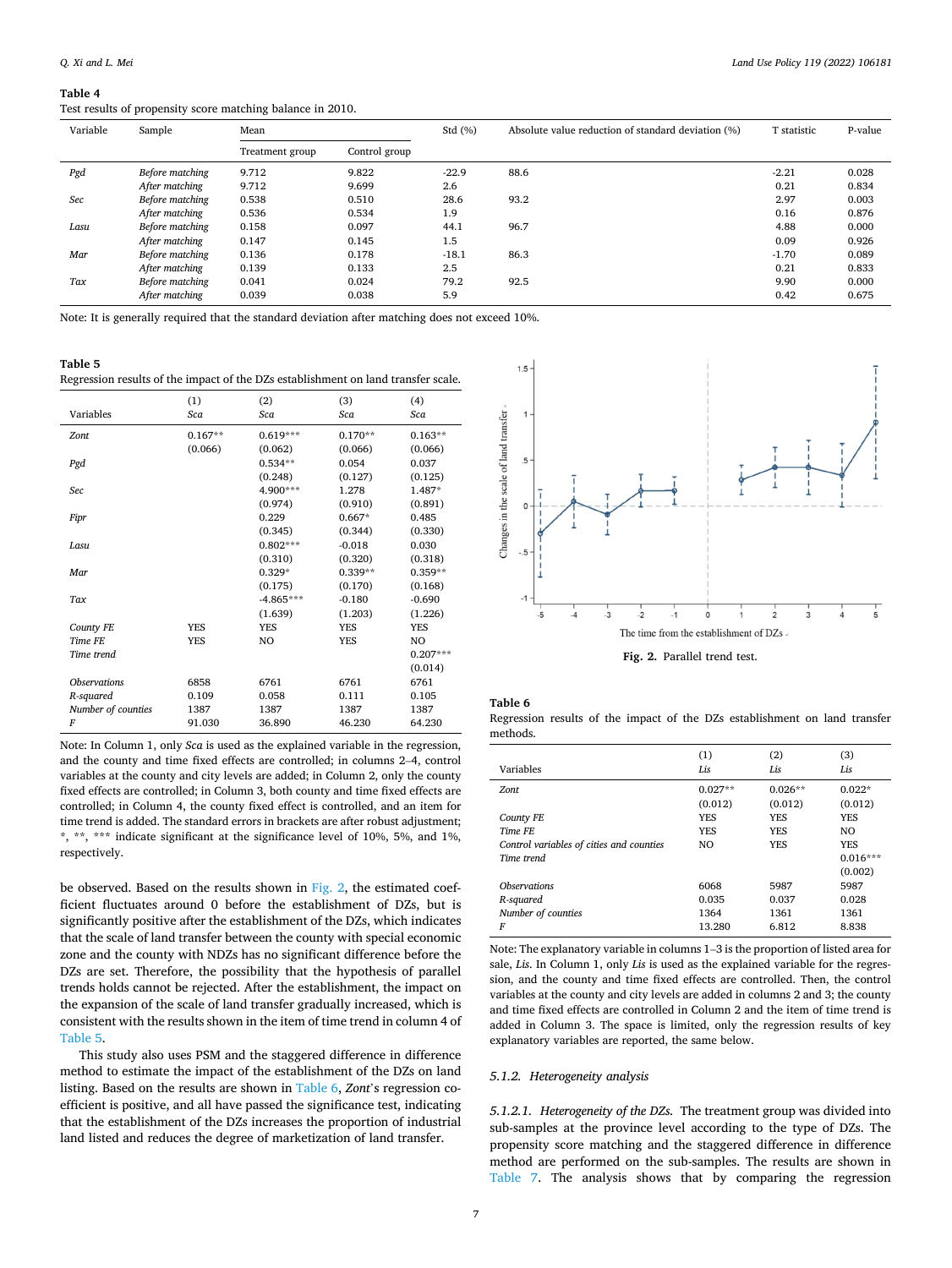**Table 4**
Test results of propensity score matching balance in 2010.

| Variable | Sample | Mean | | Std (%) | Absolute value reduction of standard deviation (%) | T statistic | P-value |
|---|---|---|---|---|---|---|---|
| | | Treatment group | Control group | | | | |
| *Pgd* | *Before matching* | 9.712 | 9.822 | -22.9 | 88.6 | -2.21 | 0.028 |
| | *After matching* | 9.712 | 9.699 | 2.6 | | 0.21 | 0.834 |
| *Sec* | *Before matching* | 0.538 | 0.510 | 28.6 | 93.2 | 2.97 | 0.003 |
| | *After matching* | 0.536 | 0.534 | 1.9 | | 0.16 | 0.876 |
| *Lasu* | *Before matching* | 0.158 | 0.097 | 44.1 | 96.7 | 4.88 | 0.000 |
| | *After matching* | 0.147 | 0.145 | 1.5 | | 0.09 | 0.926 |
| *Mar* | *Before matching* | 0.136 | 0.178 | -18.1 | 86.3 | -1.70 | 0.089 |
| | *After matching* | 0.139 | 0.133 | 2.5 | | 0.21 | 0.833 |
| *Tax* | *Before matching* | 0.041 | 0.024 | 79.2 | 92.5 | 9.90 | 0.000 |
| | *After matching* | 0.039 | 0.038 | 5.9 | | 0.42 | 0.675 |

Note: It is generally required that the standard deviation after matching does not exceed 10%.

**Table 5**
Regression results of the impact of the DZs establishment on land transfer scale.

| Variables | (1) *Sca* | (2) *Sca* | (3) *Sca* | (4) *Sca* |
|---|---|---|---|---|
| *Zont* | 0.167** | 0.619*** | 0.170** | 0.163** |
| | (0.066) | (0.062) | (0.066) | (0.066) |
| *Pgd* | | 0.534** | 0.054 | 0.037 |
| | | (0.248) | (0.127) | (0.125) |
| *Sec* | | 4.900*** | 1.278 | 1.487* |
| | | (0.974) | (0.910) | (0.891) |
| *Fipr* | | 0.229 | 0.667* | 0.485 |
| | | (0.345) | (0.344) | (0.330) |
| *Lasu* | | 0.802*** | -0.018 | 0.030 |
| | | (0.310) | (0.320) | (0.318) |
| *Mar* | | 0.329* | 0.339** | 0.359** |
| | | (0.175) | (0.170) | (0.168) |
| *Tax* | | -4.865*** | -0.180 | -0.690 |
| | | (1.639) | (1.203) | (1.226) |
| *County FE* | YES | YES | YES | YES |
| *Time FE* | YES | NO | YES | NO |
| *Time trend* | | | | 0.207*** |
| | | | | (0.014) |
| *Observations* | 6858 | 6761 | 6761 | 6761 |
| *R-squared* | 0.109 | 0.058 | 0.111 | 0.105 |
| *Number of counties* | 1387 | 1387 | 1387 | 1387 |
| *F* | 91.030 | 36.890 | 46.230 | 64.230 |

Note: In Column 1, only *Sca* is used as the explained variable in the regression, and the county and time fixed effects are controlled; in columns 2–4, control variables at the county and city levels are added; in Column 2, only the county fixed effects are controlled; in Column 3, both county and time fixed effects are controlled; in Column 4, the county fixed effect is controlled, and an item for time trend is added. The standard errors in brackets are after robust adjustment; *, **, *** indicate significant at the significance level of 10%, 5%, and 1%, respectively.

be observed. Based on the results shown in Fig. 2, the estimated coefficient fluctuates around 0 before the establishment of DZs, but is significantly positive after the establishment of the DZs, which indicates that the scale of land transfer between the county with special economic zone and the county with NDZs has no significant difference before the DZs are set. Therefore, the possibility that the hypothesis of parallel trends holds cannot be rejected. After the establishment, the impact on the expansion of the scale of land transfer gradually increased, which is consistent with the results shown in the item of time trend in column 4 of Table 5.

This study also uses PSM and the staggered difference in difference method to estimate the impact of the establishment of the DZs on land listing. Based on the results are shown in Table 6, *Zont*'s regression coefficient is positive, and all have passed the significance test, indicating that the establishment of the DZs increases the proportion of industrial land listed and reduces the degree of marketization of land transfer.

**Fig. 2.** Parallel trend test.

**Table 6**
Regression results of the impact of the DZs establishment on land transfer methods.

| Variables | (1) *Lis* | (2) *Lis* | (3) *Lis* |
|---|---|---|---|
| *Zont* | 0.027** | 0.026** | 0.022* |
| | (0.012) | (0.012) | (0.012) |
| *County FE* | YES | YES | YES |
| *Time FE* | YES | YES | NO |
| *Control variables of cities and counties* | NO | YES | YES |
| *Time trend* | | | 0.016*** |
| | | | (0.002) |
| *Observations* | 6068 | 5987 | 5987 |
| *R-squared* | 0.035 | 0.037 | 0.028 |
| *Number of counties* | 1364 | 1361 | 1361 |
| *F* | 13.280 | 6.812 | 8.838 |

Note: The explanatory variable in columns 1–3 is the proportion of listed area for sale, *Lis*. In Column 1, only *Lis* is used as the explained variable for the regression, and the county and time fixed effects are controlled. Then, the control variables at the county and city levels are added in columns 2 and 3; the county and time fixed effects are controlled in Column 2 and the item of time trend is added in Column 3. The space is limited, only the regression results of key explanatory variables are reported, the same below.

#### *5.1.2. Heterogeneity analysis*

*5.1.2.1. Heterogeneity of the DZs.* The treatment group was divided into sub-samples at the province level according to the type of DZs. The propensity score matching and the staggered difference in difference method are performed on the sub-samples. The results are shown in Table 7. The analysis shows that by comparing the regression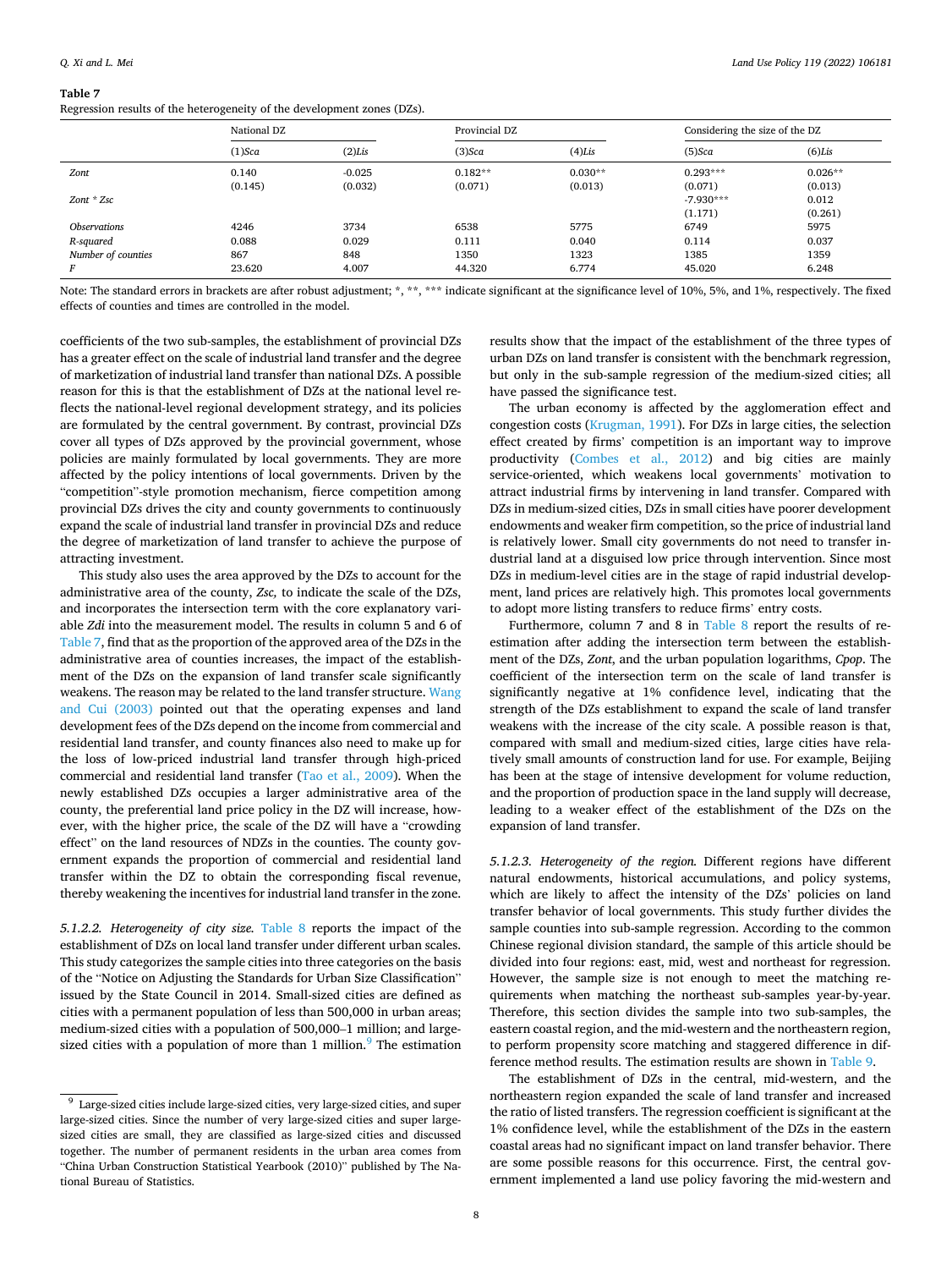**Table 7**
Regression results of the heterogeneity of the development zones (DZs).

| | National DZ | | Provincial DZ | | Considering the size of the DZ | |
|---|---|---|---|---|---|---|
| | (1)*Sca* | (2)*Lis* | (3)*Sca* | (4)*Lis* | (5)*Sca* | (6)*Lis* |
| *Zont* | 0.140 | -0.025 | 0.182** | 0.030** | 0.293*** | 0.026** |
| | (0.145) | (0.032) | (0.071) | (0.013) | (0.071) | (0.013) |
| *Zont * Zsc* | | | | | -7.930*** | 0.012 |
| | | | | | (1.171) | (0.261) |
| *Observations* | 4246 | 3734 | 6538 | 5775 | 6749 | 5975 |
| *R-squared* | 0.088 | 0.029 | 0.111 | 0.040 | 0.114 | 0.037 |
| *Number of counties* | 867 | 848 | 1350 | 1323 | 1385 | 1359 |
| *F* | 23.620 | 4.007 | 44.320 | 6.774 | 45.020 | 6.248 |

Note: The standard errors in brackets are after robust adjustment; *, **, *** indicate significant at the significance level of 10%, 5%, and 1%, respectively. The fixed effects of counties and times are controlled in the model.

coefficients of the two sub-samples, the establishment of provincial DZs has a greater effect on the scale of industrial land transfer and the degree of marketization of industrial land transfer than national DZs. A possible reason for this is that the establishment of DZs at the national level reflects the national-level regional development strategy, and its policies are formulated by the central government. By contrast, provincial DZs cover all types of DZs approved by the provincial government, whose policies are mainly formulated by local governments. They are more affected by the policy intentions of local governments. Driven by the "competition"-style promotion mechanism, fierce competition among provincial DZs drives the city and county governments to continuously expand the scale of industrial land transfer in provincial DZs and reduce the degree of marketization of land transfer to achieve the purpose of attracting investment.

This study also uses the area approved by the DZs to account for the administrative area of the county, *Zsc,* to indicate the scale of the DZs, and incorporates the intersection term with the core explanatory variable *Zdi* into the measurement model. The results in column 5 and 6 of Table 7, find that as the proportion of the approved area of the DZs in the administrative area of counties increases, the impact of the establishment of the DZs on the expansion of land transfer scale significantly weakens. The reason may be related to the land transfer structure. Wang and Cui (2003) pointed out that the operating expenses and land development fees of the DZs depend on the income from commercial and residential land transfer, and county finances also need to make up for the loss of low-priced industrial land transfer through high-priced commercial and residential land transfer (Tao et al., 2009). When the newly established DZs occupies a larger administrative area of the county, the preferential land price policy in the DZ will increase, however, with the higher price, the scale of the DZ will have a "crowding effect" on the land resources of NDZs in the counties. The county government expands the proportion of commercial and residential land transfer within the DZ to obtain the corresponding fiscal revenue, thereby weakening the incentives for industrial land transfer in the zone.

*5.1.2.2. Heterogeneity of city size.* Table 8 reports the impact of the establishment of DZs on local land transfer under different urban scales. This study categorizes the sample cities into three categories on the basis of the "Notice on Adjusting the Standards for Urban Size Classification" issued by the State Council in 2014. Small-sized cities are defined as cities with a permanent population of less than 500,000 in urban areas; medium-sized cities with a population of 500,000–1 million; and large-sized cities with a population of more than 1 million.[9] The estimation results show that the impact of the establishment of the three types of urban DZs on land transfer is consistent with the benchmark regression, but only in the sub-sample regression of the medium-sized cities; all have passed the significance test.

The urban economy is affected by the agglomeration effect and congestion costs (Krugman, 1991). For DZs in large cities, the selection effect created by firms' competition is an important way to improve productivity (Combes et al., 2012) and big cities are mainly service-oriented, which weakens local governments' motivation to attract industrial firms by intervening in land transfer. Compared with DZs in medium-sized cities, DZs in small cities have poorer development endowments and weaker firm competition, so the price of industrial land is relatively lower. Small city governments do not need to transfer industrial land at a disguised low price through intervention. Since most DZs in medium-level cities are in the stage of rapid industrial development, land prices are relatively high. This promotes local governments to adopt more listing transfers to reduce firms' entry costs.

Furthermore, column 7 and 8 in Table 8 report the results of re-estimation after adding the intersection term between the establishment of the DZs, *Zont*, and the urban population logarithms, *Cpop*. The coefficient of the intersection term on the scale of land transfer is significantly negative at 1% confidence level, indicating that the strength of the DZs establishment to expand the scale of land transfer weakens with the increase of the city scale. A possible reason is that, compared with small and medium-sized cities, large cities have relatively small amounts of construction land for use. For example, Beijing has been at the stage of intensive development for volume reduction, and the proportion of production space in the land supply will decrease, leading to a weaker effect of the establishment of the DZs on the expansion of land transfer.

*5.1.2.3. Heterogeneity of the region.* Different regions have different natural endowments, historical accumulations, and policy systems, which are likely to affect the intensity of the DZs' policies on land transfer behavior of local governments. This study further divides the sample counties into sub-sample regression. According to the common Chinese regional division standard, the sample of this article should be divided into four regions: east, mid, west and northeast for regression. However, the sample size is not enough to meet the matching requirements when matching the northeast sub-samples year-by-year. Therefore, this section divides the sample into two sub-samples, the eastern coastal region, and the mid-western and the northeastern region, to perform propensity score matching and staggered difference in difference method results. The estimation results are shown in Table 9.

The establishment of DZs in the central, mid-western, and the northeastern region expanded the scale of land transfer and increased the ratio of listed transfers. The regression coefficient is significant at the 1% confidence level, while the establishment of the DZs in the eastern coastal areas had no significant impact on land transfer behavior. There are some possible reasons for this occurrence. First, the central government implemented a land use policy favoring the mid-western and

[9] Large-sized cities include large-sized cities, very large-sized cities, and super large-sized cities. Since the number of very large-sized cities and super large-sized cities are small, they are classified as large-sized cities and discussed together. The number of permanent residents in the urban area comes from "China Urban Construction Statistical Yearbook (2010)" published by The National Bureau of Statistics.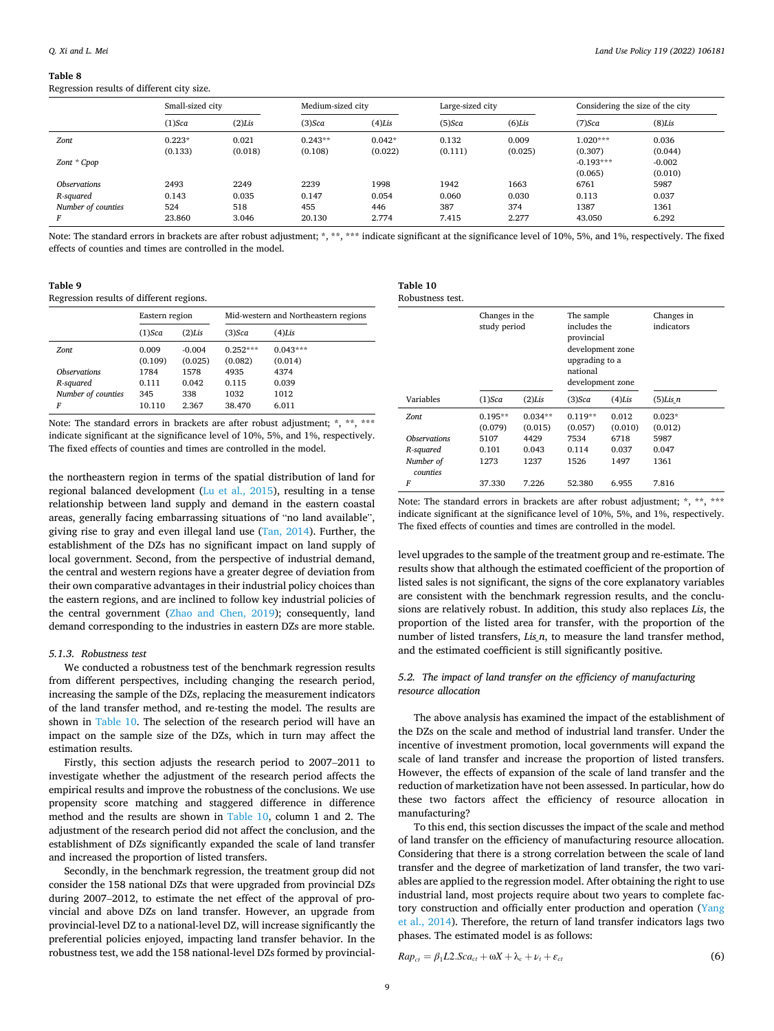**Table 8**
Regression results of different city size.

| | Small-sized city | | Medium-sized city | | Large-sized city | | Considering the size of the city | |
|---|---|---|---|---|---|---|---|---|
| | (1)*Sca* | (2)*Lis* | (3)*Sca* | (4)*Lis* | (5)*Sca* | (6)*Lis* | (7)*Sca* | (8)*Lis* |
| *Zont* | 0.223* | 0.021 | 0.243** | 0.042* | 0.132 | 0.009 | 1.020*** | 0.036 |
| | (0.133) | (0.018) | (0.108) | (0.022) | (0.111) | (0.025) | (0.307) | (0.044) |
| *Zont * Cpop* | | | | | | | -0.193*** | -0.002 |
| | | | | | | | (0.065) | (0.010) |
| *Observations* | 2493 | 2249 | 2239 | 1998 | 1942 | 1663 | 6761 | 5987 |
| *R-squared* | 0.143 | 0.035 | 0.147 | 0.054 | 0.060 | 0.030 | 0.113 | 0.037 |
| *Number of counties* | 524 | 518 | 455 | 446 | 387 | 374 | 1387 | 1361 |
| *F* | 23.860 | 3.046 | 20.130 | 2.774 | 7.415 | 2.277 | 43.050 | 6.292 |

Note: The standard errors in brackets are after robust adjustment; *, **, *** indicate significant at the significance level of 10%, 5%, and 1%, respectively. The fixed effects of counties and times are controlled in the model.

**Table 9**
Regression results of different regions.

| | Eastern region | | Mid-western and Northeastern regions | |
|---|---|---|---|---|
| | (1)*Sca* | (2)*Lis* | (3)*Sca* | (4)*Lis* |
| *Zont* | 0.009 | -0.004 | 0.252*** | 0.043*** |
| | (0.109) | (0.025) | (0.082) | (0.014) |
| *Observations* | 1784 | 1578 | 4935 | 4374 |
| *R-squared* | 0.111 | 0.042 | 0.115 | 0.039 |
| *Number of counties* | 345 | 338 | 1032 | 1012 |
| *F* | 10.110 | 2.367 | 38.470 | 6.011 |

Note: The standard errors in brackets are after robust adjustment; *, **, *** indicate significant at the significance level of 10%, 5%, and 1%, respectively. The fixed effects of counties and times are controlled in the model.

the northeastern region in terms of the spatial distribution of land for regional balanced development (Lu et al., 2015), resulting in a tense relationship between land supply and demand in the eastern coastal areas, generally facing embarrassing situations of "no land available", giving rise to gray and even illegal land use (Tan, 2014). Further, the establishment of the DZs has no significant impact on land supply of local government. Second, from the perspective of industrial demand, the central and western regions have a greater degree of deviation from their own comparative advantages in their industrial policy choices than the eastern regions, and are inclined to follow key industrial policies of the central government (Zhao and Chen, 2019); consequently, land demand corresponding to the industries in eastern DZs are more stable.

#### 5.1.3. Robustness test

We conducted a robustness test of the benchmark regression results from different perspectives, including changing the research period, increasing the sample of the DZs, replacing the measurement indicators of the land transfer method, and re-testing the model. The results are shown in Table 10. The selection of the research period will have an impact on the sample size of the DZs, which in turn may affect the estimation results.

Firstly, this section adjusts the research period to 2007–2011 to investigate whether the adjustment of the research period affects the empirical results and improve the robustness of the conclusions. We use propensity score matching and staggered difference in difference method and the results are shown in Table 10, column 1 and 2. The adjustment of the research period did not affect the conclusion, and the establishment of DZs significantly expanded the scale of land transfer and increased the proportion of listed transfers.

Secondly, in the benchmark regression, the treatment group did not consider the 158 national DZs that were upgraded from provincial DZs during 2007–2012, to estimate the net effect of the approval of provincial and above DZs on land transfer. However, an upgrade from provincial-level DZ to a national-level DZ, will increase significantly the preferential policies enjoyed, impacting land transfer behavior. In the robustness test, we add the 158 national-level DZs formed by provincial-level upgrades to the sample of the treatment group and re-estimate. The results show that although the estimated coefficient of the proportion of listed sales is not significant, the signs of the core explanatory variables are consistent with the benchmark regression results, and the conclusions are relatively robust. In addition, this study also replaces *Lis*, the proportion of the listed area for transfer, with the proportion of the number of listed transfers, *Lis_n*, to measure the land transfer method, and the estimated coefficient is still significantly positive.

**Table 10**
Robustness test.

| | Changes in the study period | | The sample includes the provincial development zone upgrading to a national development zone | | Changes in indicators |
|---|---|---|---|---|---|
| Variables | (1)*Sca* | (2)*Lis* | (3)*Sca* | (4)*Lis* | (5)*Lis_n* |
| *Zont* | 0.195** | 0.034** | 0.119** | 0.012 | 0.023* |
| | (0.079) | (0.015) | (0.057) | (0.010) | (0.012) |
| *Observations* | 5107 | 4429 | 7534 | 6718 | 5987 |
| *R-squared* | 0.101 | 0.043 | 0.114 | 0.037 | 0.047 |
| *Number of counties* | 1273 | 1237 | 1526 | 1497 | 1361 |
| *F* | 37.330 | 7.226 | 52.380 | 6.955 | 7.816 |

Note: The standard errors in brackets are after robust adjustment; *, **, *** indicate significant at the significance level of 10%, 5%, and 1%, respectively. The fixed effects of counties and times are controlled in the model.

### 5.2. The impact of land transfer on the efficiency of manufacturing resource allocation

The above analysis has examined the impact of the establishment of the DZs on the scale and method of industrial land transfer. Under the incentive of investment promotion, local governments will expand the scale of land transfer and increase the proportion of listed transfers. However, the effects of expansion of the scale of land transfer and the reduction of marketization have not been assessed. In particular, how do these two factors affect the efficiency of resource allocation in manufacturing?

To this end, this section discusses the impact of the scale and method of land transfer on the efficiency of manufacturing resource allocation. Considering that there is a strong correlation between the scale of land transfer and the degree of marketization of land transfer, the two variables are applied to the regression model. After obtaining the right to use industrial land, most projects require about two years to complete factory construction and officially enter production and operation (Yang et al., 2014). Therefore, the return of land transfer indicators lags two phases. The estimated model is as follows:

$$Rap_{ct} = \beta_1 L2.Sca_{ct} + \omega X + \lambda_c + \nu_t + \varepsilon_{ct} \tag{6}$$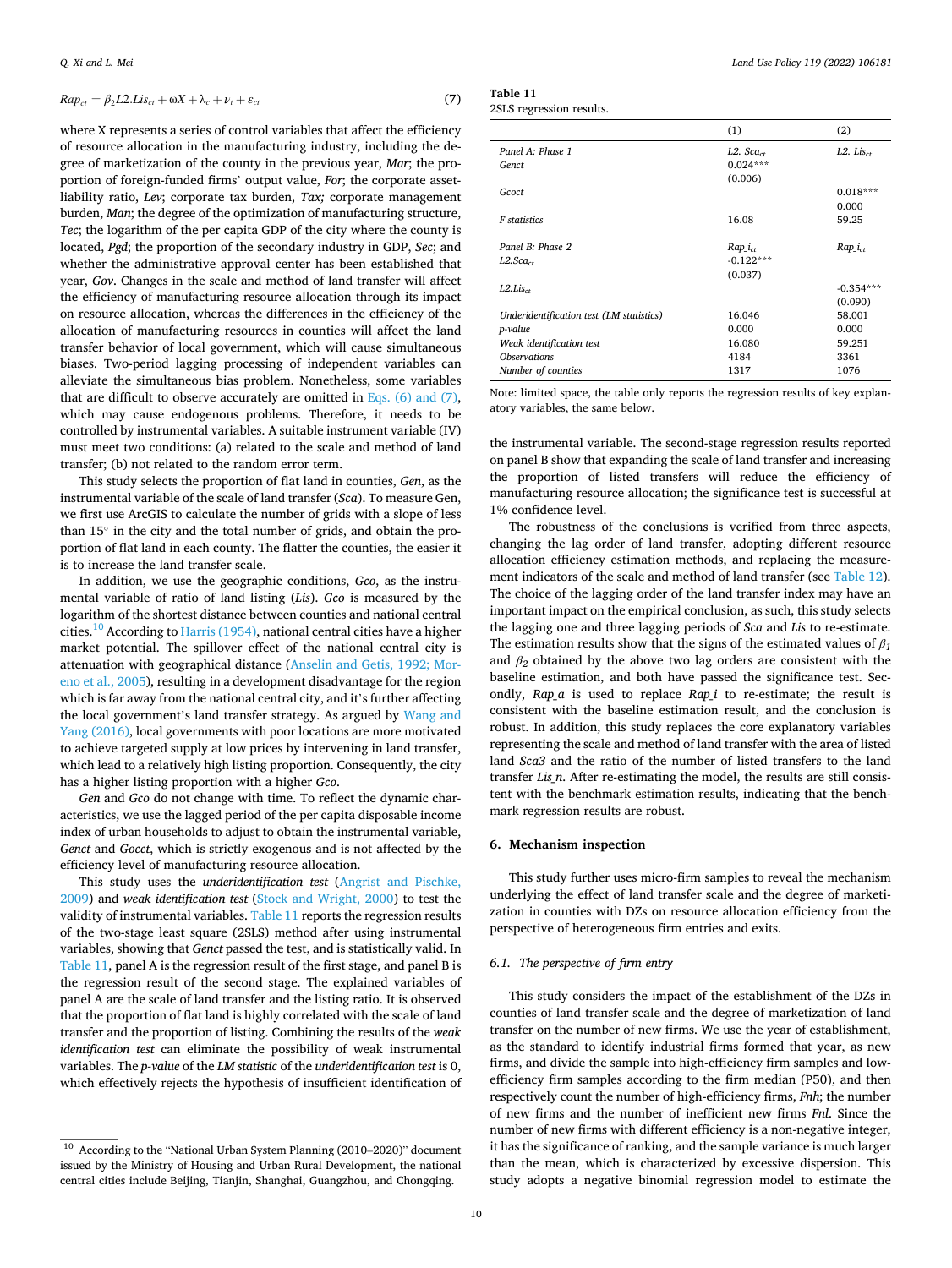$$Rap_{ct} = \beta_2 L2.Lis_{ct} + \omega X + \lambda_c + \nu_t + \varepsilon_{ct} \tag{7}$$

where X represents a series of control variables that affect the efficiency of resource allocation in the manufacturing industry, including the degree of marketization of the county in the previous year, *Mar*; the proportion of foreign-funded firms' output value, *For*; the corporate asset-liability ratio, *Lev*; corporate tax burden, *Tax;* corporate management burden, *Man*; the degree of the optimization of manufacturing structure, *Tec*; the logarithm of the per capita GDP of the city where the county is located, *Pgd*; the proportion of the secondary industry in GDP, *Sec*; and whether the administrative approval center has been established that year, *Gov*. Changes in the scale and method of land transfer will affect the efficiency of manufacturing resource allocation through its impact on resource allocation, whereas the differences in the efficiency of the allocation of manufacturing resources in counties will affect the land transfer behavior of local government, which will cause simultaneous biases. Two-period lagging processing of independent variables can alleviate the simultaneous bias problem. Nonetheless, some variables that are difficult to observe accurately are omitted in Eqs. (6) and (7), which may cause endogenous problems. Therefore, it needs to be controlled by instrumental variables. A suitable instrument variable (IV) must meet two conditions: (a) related to the scale and method of land transfer; (b) not related to the random error term.

This study selects the proportion of flat land in counties, *Gen*, as the instrumental variable of the scale of land transfer (*Sca*). To measure Gen, we first use ArcGIS to calculate the number of grids with a slope of less than 15° in the city and the total number of grids, and obtain the proportion of flat land in each county. The flatter the counties, the easier it is to increase the land transfer scale.

In addition, we use the geographic conditions, *Gco*, as the instrumental variable of ratio of land listing (*Lis*). *Gco* is measured by the logarithm of the shortest distance between counties and national central cities.[10] According to Harris (1954), national central cities have a higher market potential. The spillover effect of the national central city is attenuation with geographical distance (Anselin and Getis, 1992; Moreno et al., 2005), resulting in a development disadvantage for the region which is far away from the national central city, and it's further affecting the local government's land transfer strategy. As argued by Wang and Yang (2016), local governments with poor locations are more motivated to achieve targeted supply at low prices by intervening in land transfer, which lead to a relatively high listing proportion. Consequently, the city has a higher listing proportion with a higher *Gco*.

*Gen* and *Gco* do not change with time. To reflect the dynamic characteristics, we use the lagged period of the per capita disposable income index of urban households to adjust to obtain the instrumental variable, *Genct* and *Goctt*, which is strictly exogenous and is not affected by the efficiency level of manufacturing resource allocation.

This study uses the *underidentification test* (Angrist and Pischke, 2009) and *weak identification test* (Stock and Wright, 2000) to test the validity of instrumental variables. Table 11 reports the regression results of the two-stage least square (2SLS) method after using instrumental variables, showing that *Genct* passed the test, and is statistically valid. In Table 11, panel A is the regression result of the first stage, and panel B is the regression result of the second stage. The explained variables of panel A are the scale of land transfer and the listing ratio. It is observed that the proportion of flat land is highly correlated with the scale of land transfer and the proportion of listing. Combining the results of the *weak identification test* can eliminate the possibility of weak instrumental variables. The *p-value* of the *LM statistic* of the *underidentification test* is 0, which effectively rejects the hypothesis of insufficient identification of the instrumental variable. The second-stage regression results reported on panel B show that expanding the scale of land transfer and increasing the proportion of listed transfers will reduce the efficiency of manufacturing resource allocation; the significance test is successful at 1% confidence level.

**Table 11**
2SLS regression results.

| | (1) | (2) |
|---|---|---|
| *Panel A: Phase 1* | *L2. Sca$_{ct}$* | *L2. Lis$_{ct}$* |
| *Genct* | 0.024*** | |
| | (0.006) | |
| *Gcoct* | | 0.018*** |
| | | 0.000 |
| *F statistics* | 16.08 | 59.25 |
| *Panel B: Phase 2* | *Rap_i$_{ct}$* | *Rap_i$_{ct}$* |
| *L2.Sca$_{ct}$* | -0.122*** | |
| | (0.037) | |
| *L2.Lis$_{ct}$* | | -0.354*** |
| | | (0.090) |
| *Underidentification test (LM statistics)* | 16.046 | 58.001 |
| *p-value* | 0.000 | 0.000 |
| *Weak identification test* | 16.080 | 59.251 |
| *Observations* | 4184 | 3361 |
| *Number of counties* | 1317 | 1076 |

Note: limited space, the table only reports the regression results of key explanatory variables, the same below.

The robustness of the conclusions is verified from three aspects, changing the lag order of land transfer, adopting different resource allocation efficiency estimation methods, and replacing the measurement indicators of the scale and method of land transfer (see Table 12). The choice of the lagging order of the land transfer index may have an important impact on the empirical conclusion, as such, this study selects the lagging one and three lagging periods of *Sca* and *Lis* to re-estimate. The estimation results show that the signs of the estimated values of $\beta_1$ and $\beta_2$ obtained by the above two lag orders are consistent with the baseline estimation, and both have passed the significance test. Secondly, *Rap_a* is used to replace *Rap_i* to re-estimate; the result is consistent with the baseline estimation result, and the conclusion is robust. In addition, this study replaces the core explanatory variables representing the scale and method of land transfer with the area of listed land *Sca3* and the ratio of the number of listed transfers to the land transfer *Lis_n*. After re-estimating the model, the results are still consistent with the benchmark estimation results, indicating that the benchmark regression results are robust.

## 6. Mechanism inspection

This study further uses micro-firm samples to reveal the mechanism underlying the effect of land transfer scale and the degree of marketization in counties with DZs on resource allocation efficiency from the perspective of heterogeneous firm entries and exits.

### 6.1. The perspective of firm entry

This study considers the impact of the establishment of the DZs in counties of land transfer scale and the degree of marketization of land transfer on the number of new firms. We use the year of establishment, as the standard to identify industrial firms formed that year, as new firms, and divide the sample into high-efficiency firm samples and low-efficiency firm samples according to the firm median (P50), and then respectively count the number of high-efficiency firms, *Fnh*; the number of new firms and the number of inefficient new firms *Fnl*. Since the number of new firms with different efficiency is a non-negative integer, it has the significance of ranking, and the sample variance is much larger than the mean, which is characterized by excessive dispersion. This study adopts a negative binomial regression model to estimate the

[10] According to the "National Urban System Planning (2010–2020)" document issued by the Ministry of Housing and Urban Rural Development, the national central cities include Beijing, Tianjin, Shanghai, Guangzhou, and Chongqing.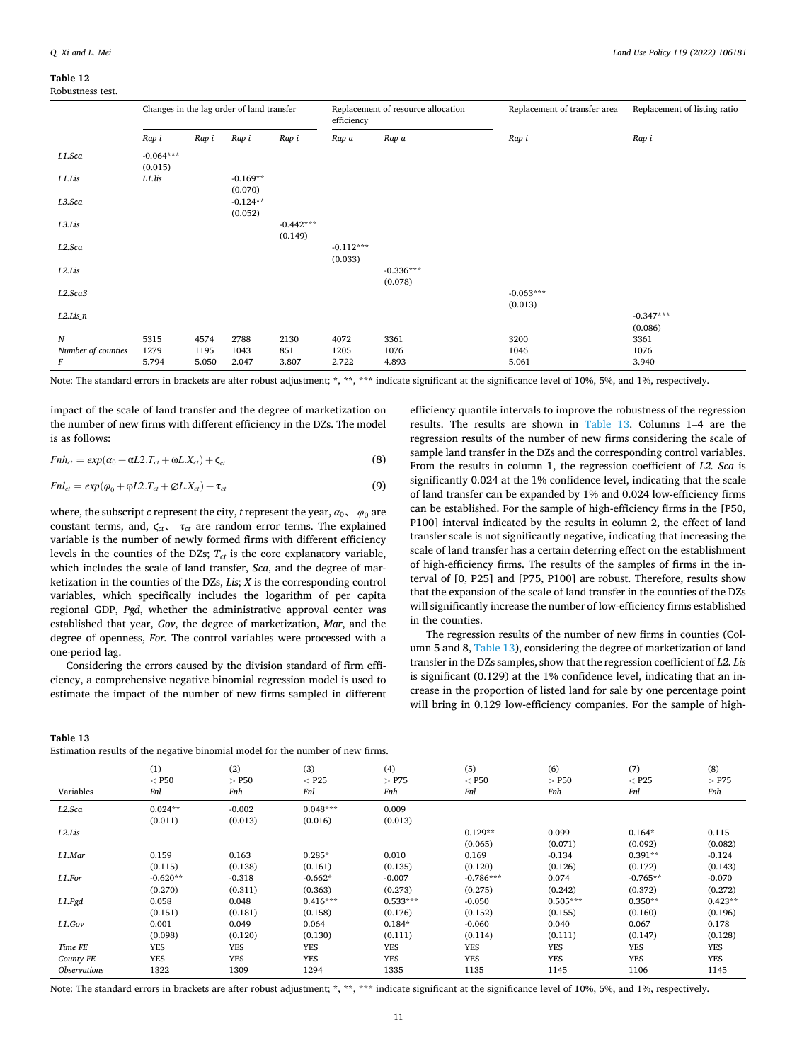**Table 12**
Robustness test.

| | Changes in the lag order of land transfer | | | | Replacement of resource allocation efficiency | | Replacement of transfer area | Replacement of listing ratio |
|---|---|---|---|---|---|---|---|---|
| | *Rap_i* | *Rap_i* | *Rap_i* | *Rap_i* | *Rap_a* | *Rap_a* | *Rap_i* | *Rap_i* |
| *L1.Sca* | -0.064*** | | | | | | | |
| | (0.015) | | | | | | | |
| *L1.Lis* | *L1.lis* | | -0.169** | | | | | |
| | | | (0.070) | | | | | |
| *L3.Sca* | | | -0.124** | | | | | |
| | | | (0.052) | | | | | |
| *L3.Lis* | | | | -0.442*** | | | | |
| | | | | (0.149) | | | | |
| *L2.Sca* | | | | | -0.112*** | | | |
| | | | | | (0.033) | | | |
| *L2.Lis* | | | | | | -0.336*** | | |
| | | | | | | (0.078) | | |
| *L2.Sca3* | | | | | | | -0.063*** | |
| | | | | | | | (0.013) | |
| *L2.Lis_n* | | | | | | | | -0.347*** |
| | | | | | | | | (0.086) |
| *N* | 5315 | 4574 | 2788 | 2130 | 4072 | 3361 | 3200 | 3361 |
| *Number of counties* | 1279 | 1195 | 1043 | 851 | 1205 | 1076 | 1046 | 1076 |
| *F* | 5.794 | 5.050 | 2.047 | 3.807 | 2.722 | 4.893 | 5.061 | 3.940 |

Note: The standard errors in brackets are after robust adjustment; *, **, *** indicate significant at the significance level of 10%, 5%, and 1%, respectively.

impact of the scale of land transfer and the degree of marketization on the number of new firms with different efficiency in the DZs. The model is as follows:

$$Fnh_{ct} = exp(\alpha_0 + \alpha L2.T_{ct} + \omega L.X_{ct}) + \varsigma_{ct} \tag{8}$$

$$Fnl_{ct} = exp(\varphi_0 + \varphi L2.T_{ct} + \varnothing L.X_{ct}) + \tau_{ct} \tag{9}$$

where, the subscript $c$ represent the city, $t$ represent the year, $\alpha_0$、 $\varphi_0$ are constant terms, and, $\varsigma_{ct}$、 $\tau_{ct}$ are random error terms. The explained variable is the number of newly formed firms with different efficiency levels in the counties of the DZs; $T_{ct}$ is the core explanatory variable, which includes the scale of land transfer, *Sca*, and the degree of marketization in the counties of the DZs, *Lis*; *X* is the corresponding control variables, which specifically includes the logarithm of per capita regional GDP, *Pgd*, whether the administrative approval center was established that year, *Gov*, the degree of marketization, *Mar*, and the degree of openness, *For*. The control variables were processed with a one-period lag.

Considering the errors caused by the division standard of firm efficiency, a comprehensive negative binomial regression model is used to estimate the impact of the number of new firms sampled in different efficiency quantile intervals to improve the robustness of the regression results. The results are shown in Table 13. Columns 1–4 are the regression results of the number of new firms considering the scale of sample land transfer in the DZs and the corresponding control variables. From the results in column 1, the regression coefficient of *L2. Sca* is significantly 0.024 at the 1% confidence level, indicating that the scale of land transfer can be expanded by 1% and 0.024 low-efficiency firms can be established. For the sample of high-efficiency firms in the [P50, P100] interval indicated by the results in column 2, the effect of land transfer scale is not significantly negative, indicating that increasing the scale of land transfer has a certain deterring effect on the establishment of high-efficiency firms. The results of the samples of firms in the interval of [0, P25] and [P75, P100] are robust. Therefore, results show that the expansion of the scale of land transfer in the counties of the DZs will significantly increase the number of low-efficiency firms established in the counties.

The regression results of the number of new firms in counties (Column 5 and 8, Table 13), considering the degree of marketization of land transfer in the DZs samples, show that the regression coefficient of *L2. Lis* is significant (0.129) at the 1% confidence level, indicating that an increase in the proportion of listed land for sale by one percentage point will bring in 0.129 low-efficiency companies. For the sample of high-

**Table 13**
Estimation results of the negative binomial model for the number of new firms.

| Variables | (1)<br>< P50<br>*Fnl* | (2)<br>> P50<br>*Fnh* | (3)<br>< P25<br>*Fnl* | (4)<br>> P75<br>*Fnh* | (5)<br>< P50<br>*Fnl* | (6)<br>> P50<br>*Fnh* | (7)<br>< P25<br>*Fnl* | (8)<br>> P75<br>*Fnh* |
|---|---|---|---|---|---|---|---|---|
| *L2.Sca* | 0.024** | -0.002 | 0.048*** | 0.009 | | | | |
| | (0.011) | (0.013) | (0.016) | (0.013) | | | | |
| *L2.Lis* | | | | | 0.129** | 0.099 | 0.164* | 0.115 |
| | | | | | (0.065) | (0.071) | (0.092) | (0.082) |
| *L1.Mar* | 0.159 | 0.163 | 0.285* | 0.010 | 0.169 | -0.134 | 0.391** | -0.124 |
| | (0.115) | (0.138) | (0.161) | (0.135) | (0.120) | (0.126) | (0.172) | (0.143) |
| *L1.For* | -0.620** | -0.318 | -0.662* | -0.007 | -0.786*** | 0.074 | -0.765** | -0.070 |
| | (0.270) | (0.311) | (0.363) | (0.273) | (0.275) | (0.242) | (0.372) | (0.272) |
| *L1.Pgd* | 0.058 | 0.048 | 0.416*** | 0.533*** | -0.050 | 0.505*** | 0.350** | 0.423** |
| | (0.151) | (0.181) | (0.158) | (0.176) | (0.152) | (0.155) | (0.160) | (0.196) |
| *L1.Gov* | 0.001 | 0.049 | 0.064 | 0.184* | -0.060 | 0.040 | 0.067 | 0.178 |
| | (0.098) | (0.120) | (0.130) | (0.111) | (0.114) | (0.111) | (0.147) | (0.128) |
| *Time FE* | YES | YES | YES | YES | YES | YES | YES | YES |
| *County FE* | YES | YES | YES | YES | YES | YES | YES | YES |
| *Observations* | 1322 | 1309 | 1294 | 1335 | 1135 | 1145 | 1106 | 1145 |

Note: The standard errors in brackets are after robust adjustment; *, **, *** indicate significant at the significance level of 10%, 5%, and 1%, respectively.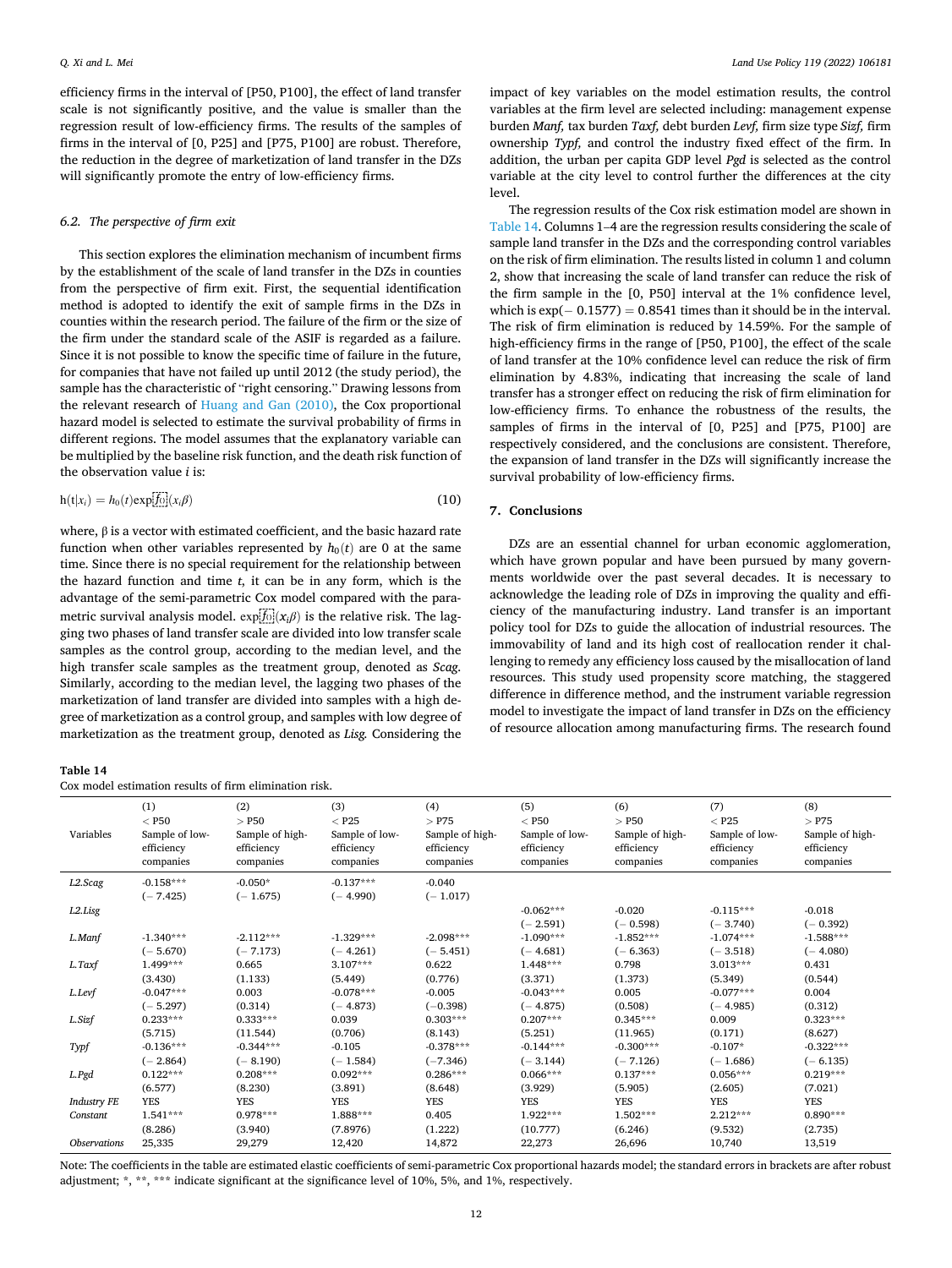efficiency firms in the interval of [P50, P100], the effect of land transfer scale is not significantly positive, and the value is smaller than the regression result of low-efficiency firms. The results of the samples of firms in the interval of [0, P25] and [P75, P100] are robust. Therefore, the reduction in the degree of marketization of land transfer in the DZs will significantly promote the entry of low-efficiency firms.

### 6.2. The perspective of firm exit

This section explores the elimination mechanism of incumbent firms by the establishment of the scale of land transfer in the DZs in counties from the perspective of firm exit. First, the sequential identification method is adopted to identify the exit of sample firms in the DZs in counties within the research period. The failure of the firm or the size of the firm under the standard scale of the ASIF is regarded as a failure. Since it is not possible to know the specific time of failure in the future, for companies that have not failed up until 2012 (the study period), the sample has the characteristic of "right censoring." Drawing lessons from the relevant research of Huang and Gan (2010), the Cox proportional hazard model is selected to estimate the survival probability of firms in different regions. The model assumes that the explanatory variable can be multiplied by the baseline risk function, and the death risk function of the observation value $i$ is:

$$h(t|x_i) = h_0(t)\exp(x_i\beta) \tag{10}$$

where, β is a vector with estimated coefficient, and the basic hazard rate function when other variables represented by $h_0(t)$ are 0 at the same time. Since there is no special requirement for the relationship between the hazard function and time $t$, it can be in any form, which is the advantage of the semi-parametric Cox model compared with the parametric survival analysis model. $\exp(x_i\beta)$ is the relative risk. The lagging two phases of land transfer scale are divided into low transfer scale samples as the control group, according to the median level, and the high transfer scale samples as the treatment group, denoted as *Scag*. Similarly, according to the median level, the lagging two phases of the marketization of land transfer are divided into samples with a high degree of marketization as a control group, and samples with low degree of marketization as the treatment group, denoted as *Lisg*. Considering the impact of key variables on the model estimation results, the control variables at the firm level are selected including: management expense burden *Manf*, tax burden *Taxf*, debt burden *Levf*, firm size type *Sizf*, firm ownership *Typf*, and control the industry fixed effect of the firm. In addition, the urban per capita GDP level *Pgd* is selected as the control variable at the city level to control further the differences at the city level.

The regression results of the Cox risk estimation model are shown in Table 14. Columns 1–4 are the regression results considering the scale of sample land transfer in the DZs and the corresponding control variables on the risk of firm elimination. The results listed in column 1 and column 2, show that increasing the scale of land transfer can reduce the risk of the firm sample in the [0, P50] interval at the 1% confidence level, which is $\exp(-0.1577) = 0.8541$ times than it should be in the interval. The risk of firm elimination is reduced by 14.59%. For the sample of high-efficiency firms in the range of [P50, P100], the effect of the scale of land transfer at the 10% confidence level can reduce the risk of firm elimination by 4.83%, indicating that increasing the scale of land transfer has a stronger effect on reducing the risk of firm elimination for low-efficiency firms. To enhance the robustness of the results, the samples of firms in the interval of [0, P25] and [P75, P100] are respectively considered, and the conclusions are consistent. Therefore, the expansion of land transfer in the DZs will significantly increase the survival probability of low-efficiency firms.

## 7. Conclusions

DZs are an essential channel for urban economic agglomeration, which have grown popular and have been pursued by many governments worldwide over the past several decades. It is necessary to acknowledge the leading role of DZs in improving the quality and efficiency of the manufacturing industry. Land transfer is an important policy tool for DZs to guide the allocation of industrial resources. The immovability of land and its high cost of reallocation render it challenging to remedy any efficiency loss caused by the misallocation of land resources. This study used propensity score matching, the staggered difference in difference method, and the instrument variable regression model to investigate the impact of land transfer in DZs on the efficiency of resource allocation among manufacturing firms. The research found

**Table 14**
Cox model estimation results of firm elimination risk.

| Variables | (1) < P50 Sample of low-efficiency companies | (2) > P50 Sample of high-efficiency companies | (3) < P25 Sample of low-efficiency companies | (4) > P75 Sample of high-efficiency companies | (5) < P50 Sample of low-efficiency companies | (6) > P50 Sample of high-efficiency companies | (7) < P25 Sample of low-efficiency companies | (8) > P75 Sample of high-efficiency companies |
|---|---|---|---|---|---|---|---|---|
| *L2.Scag* | -0.158*** | -0.050* | -0.137*** | -0.040 | | | | |
| | (− 7.425) | (− 1.675) | (− 4.990) | (− 1.017) | | | | |
| *L2.Lisg* | | | | | -0.062*** | -0.020 | -0.115*** | -0.018 |
| | | | | | (− 2.591) | (− 0.598) | (− 3.740) | (− 0.392) |
| *L.Manf* | -1.340*** | -2.112*** | -1.329*** | -2.098*** | -1.090*** | -1.852*** | -1.074*** | -1.588*** |
| | (− 5.670) | (− 7.173) | (− 4.261) | (− 5.451) | (− 4.681) | (− 6.363) | (− 3.518) | (− 4.080) |
| *L.Taxf* | 1.499*** | 0.665 | 3.107*** | 0.622 | 1.448*** | 0.798 | 3.013*** | 0.431 |
| | (3.430) | (1.133) | (5.449) | (0.776) | (3.371) | (1.373) | (5.349) | (0.544) |
| *L.Levf* | -0.047*** | 0.003 | -0.078*** | -0.005 | -0.043*** | 0.005 | -0.077*** | 0.004 |
| | (− 5.297) | (0.314) | (− 4.873) | (−0.398) | (− 4.875) | (0.508) | (− 4.985) | (0.312) |
| *L.Sizf* | 0.233*** | 0.333*** | 0.039 | 0.303*** | 0.207*** | 0.345*** | 0.009 | 0.323*** |
| | (5.715) | (11.544) | (0.706) | (8.143) | (5.251) | (11.965) | (0.171) | (8.627) |
| *Typf* | -0.136*** | -0.344*** | -0.105 | -0.378*** | -0.144*** | -0.300*** | -0.107* | -0.322*** |
| | (− 2.864) | (− 8.190) | (− 1.584) | (−7.346) | (− 3.144) | (− 7.126) | (− 1.686) | (− 6.135) |
| *L.Pgd* | 0.122*** | 0.208*** | 0.092*** | 0.286*** | 0.066*** | 0.137*** | 0.056*** | 0.219*** |
| | (6.577) | (8.230) | (3.891) | (8.648) | (3.929) | (5.905) | (2.605) | (7.021) |
| *Industry FE* | YES | YES | YES | YES | YES | YES | YES | YES |
| *Constant* | 1.541*** | 0.978*** | 1.888*** | 0.405 | 1.922*** | 1.502*** | 2.212*** | 0.890*** |
| | (8.286) | (3.940) | (7.8976) | (1.222) | (10.777) | (6.246) | (9.532) | (2.735) |
| *Observations* | 25,335 | 29,279 | 12,420 | 14,872 | 22,273 | 26,696 | 10,740 | 13,519 |

Note: The coefficients in the table are estimated elastic coefficients of semi-parametric Cox proportional hazards model; the standard errors in brackets are after robust adjustment; *, **, *** indicate significant at the significance level of 10%, 5%, and 1%, respectively.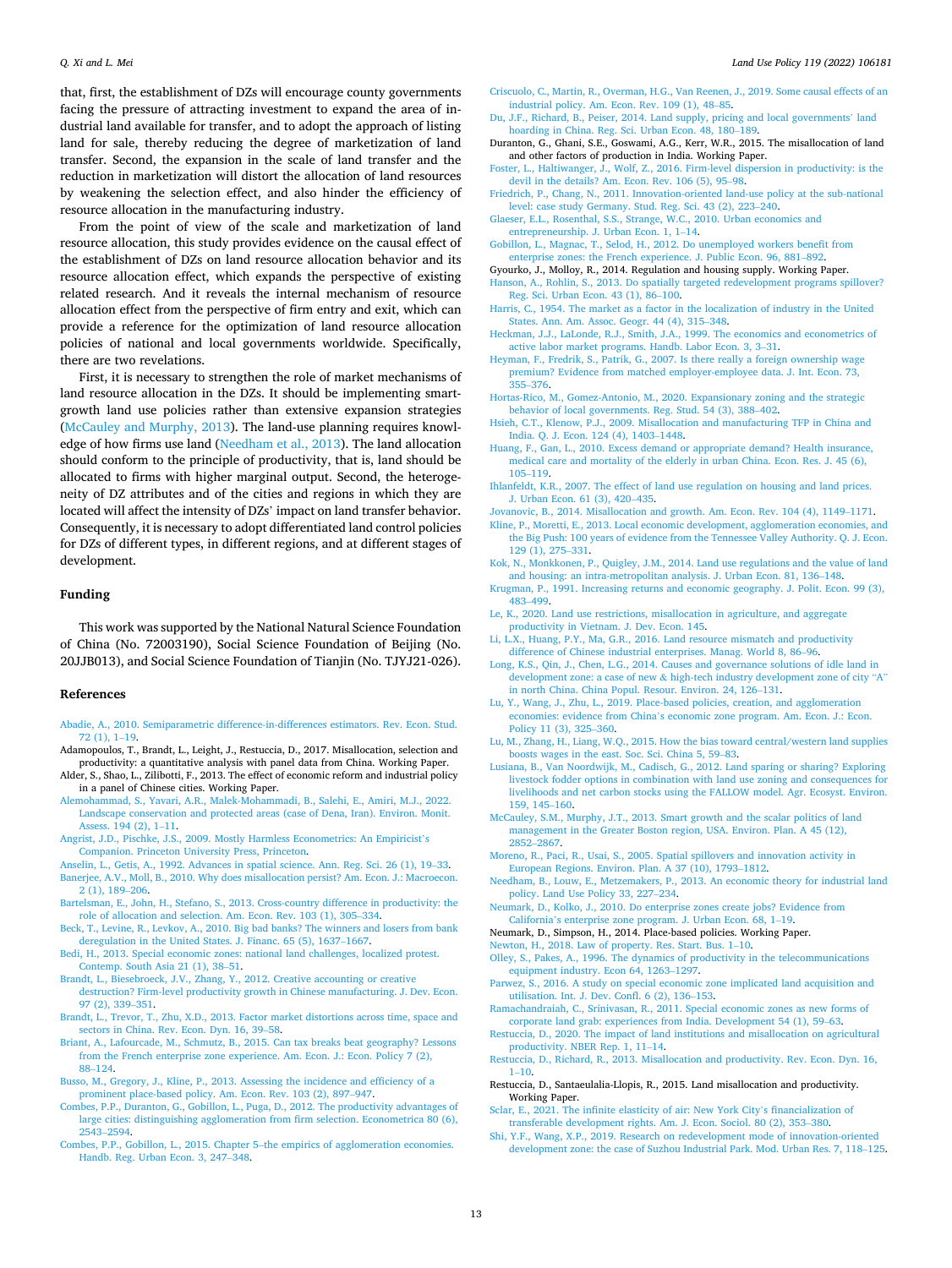that, first, the establishment of DZs will encourage county governments facing the pressure of attracting investment to expand the area of industrial land available for transfer, and to adopt the approach of listing land for sale, thereby reducing the degree of marketization of land transfer. Second, the expansion in the scale of land transfer and the reduction in marketization will distort the allocation of land resources by weakening the selection effect, and also hinder the efficiency of resource allocation in the manufacturing industry.

From the point of view of the scale and marketization of land resource allocation, this study provides evidence on the causal effect of the establishment of DZs on land resource allocation behavior and its resource allocation effect, which expands the perspective of existing related research. And it reveals the internal mechanism of resource allocation effect from the perspective of firm entry and exit, which can provide a reference for the optimization of land resource allocation policies of national and local governments worldwide. Specifically, there are two revelations.

First, it is necessary to strengthen the role of market mechanisms of land resource allocation in the DZs. It should be implementing smart-growth land use policies rather than extensive expansion strategies (McCauley and Murphy, 2013). The land-use planning requires knowledge of how firms use land (Needham et al., 2013). The land allocation should conform to the principle of productivity, that is, land should be allocated to firms with higher marginal output. Second, the heterogeneity of DZ attributes and of the cities and regions in which they are located will affect the intensity of DZs' impact on land transfer behavior. Consequently, it is necessary to adopt differentiated land control policies for DZs of different types, in different regions, and at different stages of development.

## Funding

This work was supported by the National Natural Science Foundation of China (No. 72003190), Social Science Foundation of Beijing (No. 20JJB013), and Social Science Foundation of Tianjin (No. TJYJ21-026).

## References

Abadie, A., 2010. Semiparametric difference-in-differences estimators. Rev. Econ. Stud. 72 (1), 1–19.

Adamopoulos, T., Brandt, L., Leight, J., Restuccia, D., 2017. Misallocation, selection and productivity: a quantitative analysis with panel data from China. Working Paper.

Alder, S., Shao, L., Zilibotti, F., 2013. The effect of economic reform and industrial policy in a panel of Chinese cities. Working Paper.

Alemohammad, S., Yavari, A.R., Malek-Mohammadi, B., Salehi, E., Amiri, M.J., 2022. Landscape conservation and protected areas (case of Dena, Iran). Environ. Monit. Assess. 194 (2), 1–11.

Angrist, J.D., Pischke, J.S., 2009. Mostly Harmless Econometrics: An Empiricist's Companion. Princeton University Press, Princeton.

Anselin, L., Getis, A., 1992. Advances in spatial science. Ann. Reg. Sci. 26 (1), 19–33.

Banerjee, A.V., Moll, B., 2010. Why does misallocation persist? Am. Econ. J.: Macroecon. 2 (1), 189–206.

Bartelsman, E., John, H., Stefano, S., 2013. Cross-country difference in productivity: the role of allocation and selection. Am. Econ. Rev. 103 (1), 305–334.

Beck, T., Levine, R., Levkov, A., 2010. Big bad banks? The winners and losers from bank deregulation in the United States. J. Financ. 65 (5), 1637–1667.

Bedi, H., 2013. Special economic zones: national land challenges, localized protest. Contemp. South Asia 21 (1), 38–51.

Brandt, L., Biesebroeck, J.V., Zhang, Y., 2012. Creative accounting or creative destruction? Firm-level productivity growth in Chinese manufacturing. J. Dev. Econ. 97 (2), 339–351.

Brandt, L., Trevor, T., Zhu, X.D., 2013. Factor market distortions across time, space and sectors in China. Rev. Econ. Dyn. 16, 39–58.

Briant, A., Lafourcade, M., Schmutz, B., 2015. Can tax breaks beat geography? Lessons from the French enterprise zone experience. Am. Econ. J.: Econ. Policy 7 (2), 88–124.

Busso, M., Gregory, J., Kline, P., 2013. Assessing the incidence and efficiency of a prominent place-based policy. Am. Econ. Rev. 103 (2), 897–947.

Combes, P.P., Duranton, G., Gobillon, L., Puga, D., 2012. The productivity advantages of large cities: distinguishing agglomeration from firm selection. Econometrica 80 (6), 2543–2594.

Combes, P.P., Gobillon, L., 2015. Chapter 5–the empirics of agglomeration economies. Handb. Reg. Urban Econ. 3, 247–348.

Criscuolo, C., Martin, R., Overman, H.G., Van Reenen, J., 2019. Some causal effects of an industrial policy. Am. Econ. Rev. 109 (1), 48–85.

Du, J.F., Richard, B., Peiser, 2014. Land supply, pricing and local governments' land hoarding in China. Reg. Sci. Urban Econ. 48, 180–189.

Duranton, G., Ghani, S.E., Goswami, A.G., Kerr, W.R., 2015. The misallocation of land and other factors of production in India. Working Paper.

Foster, L., Haltiwanger, J., Wolf, Z., 2016. Firm-level dispersion in productivity: is the devil in the details? Am. Econ. Rev. 106 (5), 95–98.

Friedrich, P., Chang, N., 2011. Innovation-oriented land-use policy at the sub-national level: case study Germany. Stud. Reg. Sci. 43 (2), 223–240.

Glaeser, E.L., Rosenthal, S.S., Strange, W.C., 2010. Urban economics and entrepreneurship. J. Urban Econ. 1, 1–14.

Gobillon, L., Magnac, T., Selod, H., 2012. Do unemployed workers benefit from enterprise zones: the French experience. J. Public Econ. 96, 881–892.

Gyourko, J., Molloy, R., 2014. Regulation and housing supply. Working Paper.

Hanson, A., Rohlin, S., 2013. Do spatially targeted redevelopment programs spillover? Reg. Sci. Urban Econ. 43 (1), 86–100.

Harris, C., 1954. The market as a factor in the localization of industry in the United States. Ann. Am. Assoc. Geogr. 44 (4), 315–348.

Heckman, J.J., LaLonde, R.J., Smith, J.A., 1999. The economics and econometrics of active labor market programs. Handb. Labor Econ. 3, 3–31.

Heyman, F., Fredrik, S., Patrik, G., 2007. Is there really a foreign ownership wage premium? Evidence from matched employer-employee data. J. Int. Econ. 73, 355–376.

Hortas-Rico, M., Gomez-Antonio, M., 2020. Expansionary zoning and the strategic behavior of local governments. Reg. Stud. 54 (3), 388–402.

Hsieh, C.T., Klenow, P.J., 2009. Misallocation and manufacturing TFP in China and India. Q. J. Econ. 124 (4), 1403–1448.

Huang, F., Gan, L., 2010. Excess demand or appropriate demand? Health insurance, medical care and mortality of the elderly in urban China. Econ. Res. J. 45 (6), 105–119.

Ihlanfeldt, K.R., 2007. The effect of land use regulation on housing and land prices. J. Urban Econ. 61 (3), 420–435.

Jovanovic, B., 2014. Misallocation and growth. Am. Econ. Rev. 104 (4), 1149–1171.

Kline, P., Moretti, E., 2013. Local economic development, agglomeration economies, and the Big Push: 100 years of evidence from the Tennessee Valley Authority. Q. J. Econ. 129 (1), 275–331.

Kok, N., Monkkonen, P., Quigley, J.M., 2014. Land use regulations and the value of land and housing: an intra-metropolitan analysis. J. Urban Econ. 81, 136–148.

Krugman, P., 1991. Increasing returns and economic geography. J. Polit. Econ. 99 (3), 483–499.

Le, K., 2020. Land use restrictions, misallocation in agriculture, and aggregate productivity in Vietnam. J. Dev. Econ. 145.

Li, L.X., Huang, P.Y., Ma, G.R., 2016. Land resource mismatch and productivity difference of Chinese industrial enterprises. Manag. World 8, 86–96.

Long, K.S., Qin, J., Chen, L.G., 2014. Causes and governance solutions of idle land in development zone: a case of new & high-tech industry development zone of city "A" in north China. China Popul. Resour. Environ. 24, 126–131.

Lu, Y., Wang, J., Zhu, L., 2019. Place-based policies, creation, and agglomeration economies: evidence from China's economic zone program. Am. Econ. J.: Econ. Policy 11 (3), 325–360.

Lu, M., Zhang, H., Liang, W.Q., 2015. How the bias toward central/western land supplies boosts wages in the east. Soc. Sci. China 5, 59–83.

Lusiana, B., Van Noordwijk, M., Cadisch, G., 2012. Land sparing or sharing? Exploring livestock fodder options in combination with land use zoning and consequences for livelihoods and net carbon stocks using the FALLOW model. Agr. Ecosyst. Environ. 159, 145–160.

McCauley, S.M., Murphy, J.T., 2013. Smart growth and the scalar politics of land management in the Greater Boston region, USA. Environ. Plan. A 45 (12), 2852–2867.

Moreno, R., Paci, R., Usai, S., 2005. Spatial spillovers and innovation activity in European Regions. Environ. Plan. A 37 (10), 1793–1812.

Needham, B., Louw, E., Metzemakers, P., 2013. An economic theory for industrial land policy. Land Use Policy 33, 227–234.

Neumark, E., Kolko, J., 2010. Do enterprise zones create jobs? Evidence from California's enterprise zone program. J. Urban Econ. 68, 1–19.

Neumark, D., Simpson, H., 2014. Place-based policies. Working Paper.

Newton, H., 2018. Law of property. Res. Start. Bus. 1–10.

Olley, S., Pakes, A., 1996. The dynamics of productivity in the telecommunications equipment industry. Econ 64, 1263–1297.

Parwez, S., 2016. A study on special economic zone implicated land acquisition and utilisation. Int. J. Dev. Confl. 6 (2), 136–153.

Ramachandraiah, C., Srinivasan, R., 2011. Special economic zones as new forms of corporate land grab: experiences from India. Development 54 (1), 59–63.

Restuccia, D., 2020. The impact of land institutions and misallocation on agricultural productivity. NBER Rep. 1, 11–14.

Restuccia, D., Richard, R., 2013. Misallocation and productivity. Rev. Econ. Dyn. 16, 1–10.

Restuccia, D., Santaeulalia-Llopis, R., 2015. Land misallocation and productivity. Working Paper.

Sclar, E., 2021. The infinite elasticity of air: New York City's financialization of transferable development rights. Am. J. Econ. Sociol. 80 (2), 353–380.

Shi, Y.F., Wang, X.P., 2019. Research on redevelopment mode of innovation-oriented development zone: the case of Suzhou Industrial Park. Mod. Urban Res. 7, 118–125.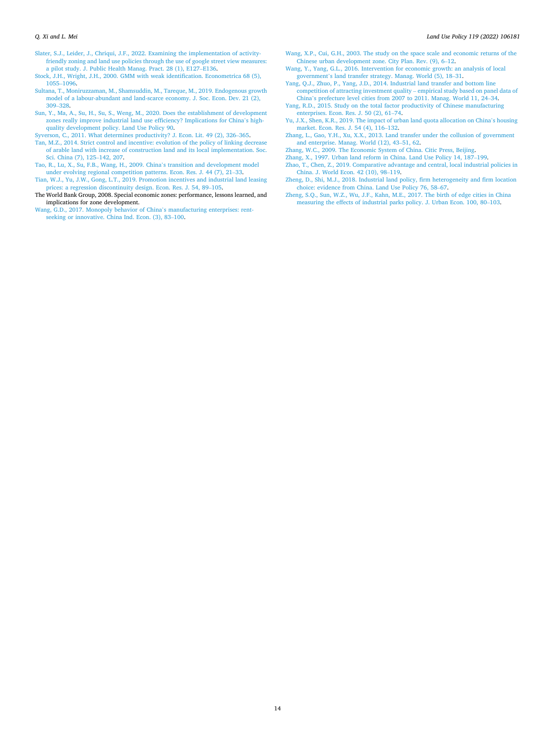Slater, S.J., Leider, J., Chriqui, J.F., 2022. Examining the implementation of activity-friendly zoning and land use policies through the use of google street view measures: a pilot study. J. Public Health Manag. Pract. 28 (1), E127–E136.

Stock, J.H., Wright, J.H., 2000. GMM with weak identification. Econometrica 68 (5), 1055–1096.

Sultana, T., Moniruzzaman, M., Shamsuddin, M., Tareque, M., 2019. Endogenous growth model of a labour-abundant and land-scarce economy. J. Soc. Econ. Dev. 21 (2), 309–328.

Sun, Y., Ma, A., Su, H., Su, S., Weng, M., 2020. Does the establishment of development zones really improve industrial land use efficiency? Implications for China's high-quality development policy. Land Use Policy 90.

Syverson, C., 2011. What determines productivity? J. Econ. Lit. 49 (2), 326–365.

Tan, M.Z., 2014. Strict control and incentive: evolution of the policy of linking decrease of arable land with increase of construction land and its local implementation. Soc. Sci. China (7), 125–142, 207.

Tao, R., Lu, X., Su, F.B., Wang, H., 2009. China's transition and development model under evolving regional competition patterns. Econ. Res. J. 44 (7), 21–33.

Tian, W.J., Yu, J.W., Gong, L.T., 2019. Promotion incentives and industrial land leasing prices: a regression discontinuity design. Econ. Res. J. 54, 89–105.

The World Bank Group, 2008. Special economic zones: performance, lessons learned, and implications for zone development.

Wang, G.D., 2017. Monopoly behavior of China's manufacturing enterprises: rent-seeking or innovative. China Ind. Econ. (3), 83–100.

Wang, X.P., Cui, G.H., 2003. The study on the space scale and economic returns of the Chinese urban development zone. City Plan. Rev. (9), 6–12.

Wang, Y., Yang, G.L., 2016. Intervention for economic growth: an analysis of local government's land transfer strategy. Manag. World (5), 18–31.

Yang, Q.J., Zhuo, P., Yang, J.D., 2014. Industrial land transfer and bottom line competition of attracting investment quality – empirical study based on panel data of China's prefecture level cities from 2007 to 2011. Manag. World 11, 24–34.

Yang, R.D., 2015. Study on the total factor productivity of Chinese manufacturing enterprises. Econ. Res. J. 50 (2), 61–74.

Yu, J.X., Shen, K.R., 2019. The impact of urban land quota allocation on China's housing market. Econ. Res. J. 54 (4), 116–132.

Zhang, L., Gao, Y.H., Xu, X.X., 2013. Land transfer under the collusion of government and enterprise. Manag. World (12), 43–51, 62.

Zhang, W.C., 2009. The Economic System of China. Citic Press, Beijing.

Zhang, X., 1997. Urban land reform in China. Land Use Policy 14, 187–199.

Zhao, T., Chen, Z., 2019. Comparative advantage and central, local industrial policies in China. J. World Econ. 42 (10), 98–119.

Zheng, D., Shi, M.J., 2018. Industrial land policy, firm heterogeneity and firm location choice: evidence from China. Land Use Policy 76, 58–67.

Zheng, S.Q., Sun, W.Z., Wu, J.F., Kahn, M.E., 2017. The birth of edge cities in China measuring the effects of industrial parks policy. J. Urban Econ. 100, 80–103.